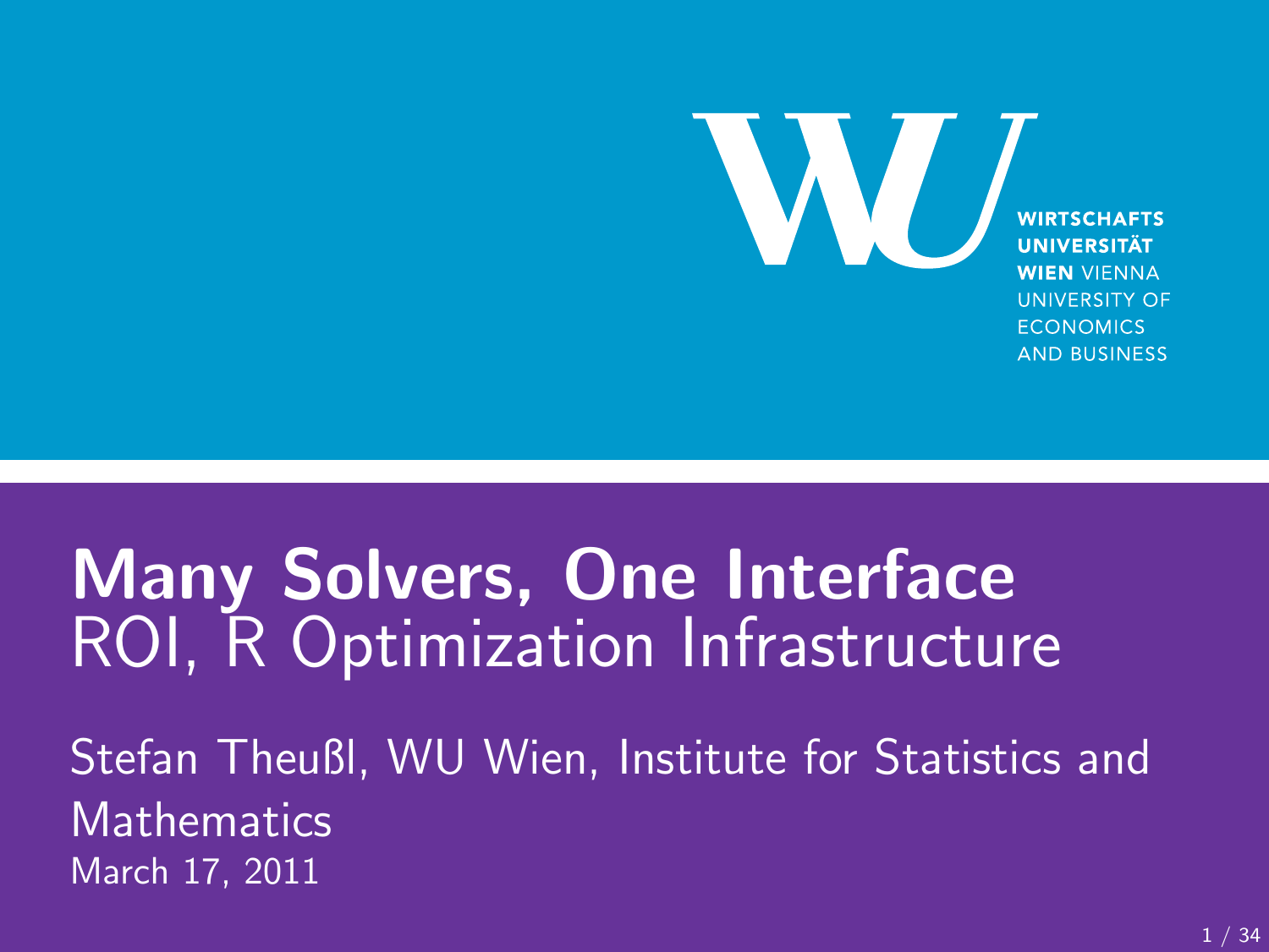WIRTSCHAFTS
UNIVERSITÄT
WIEN VIENNA
UNIVERSITY OF
ECONOMICS
AND BUSINESS

# Many Solvers, One Interface

## ROI, R Optimization Infrastructure

Stefan Theußl, WU Wien, Institute for Statistics and Mathematics

March 17, 2011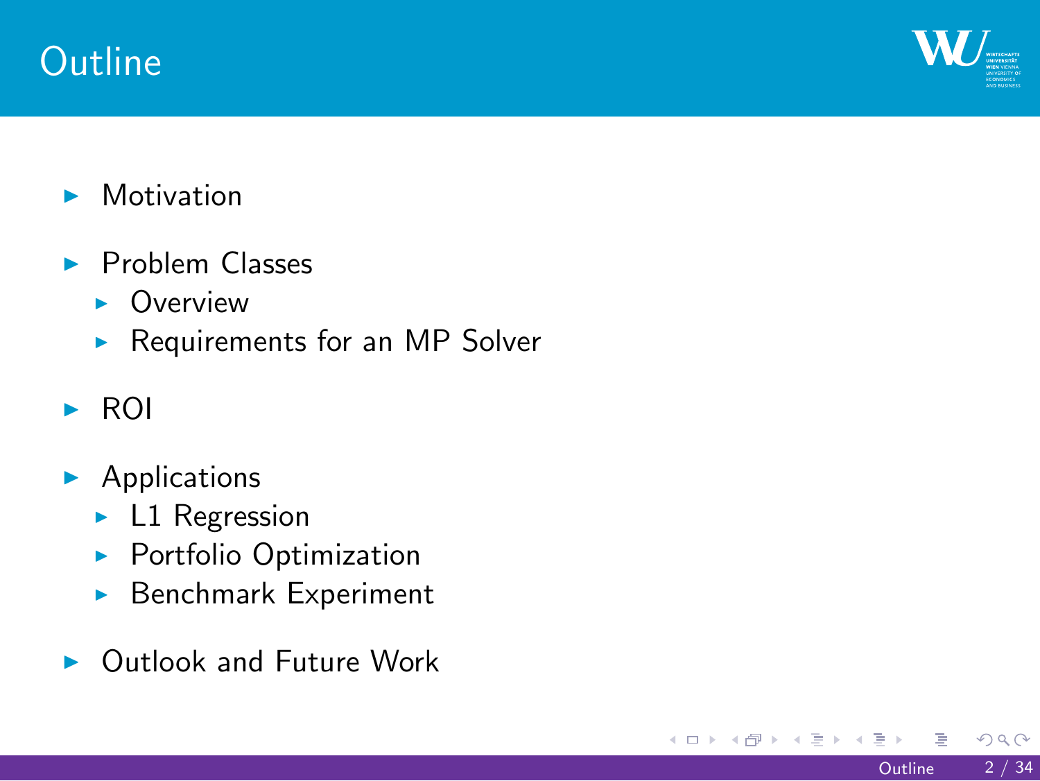# Outline

- Motivation
- Problem Classes
  - Overview
  - Requirements for an MP Solver
- ROI
- Applications
  - L1 Regression
  - Portfolio Optimization
  - Benchmark Experiment
- Outlook and Future Work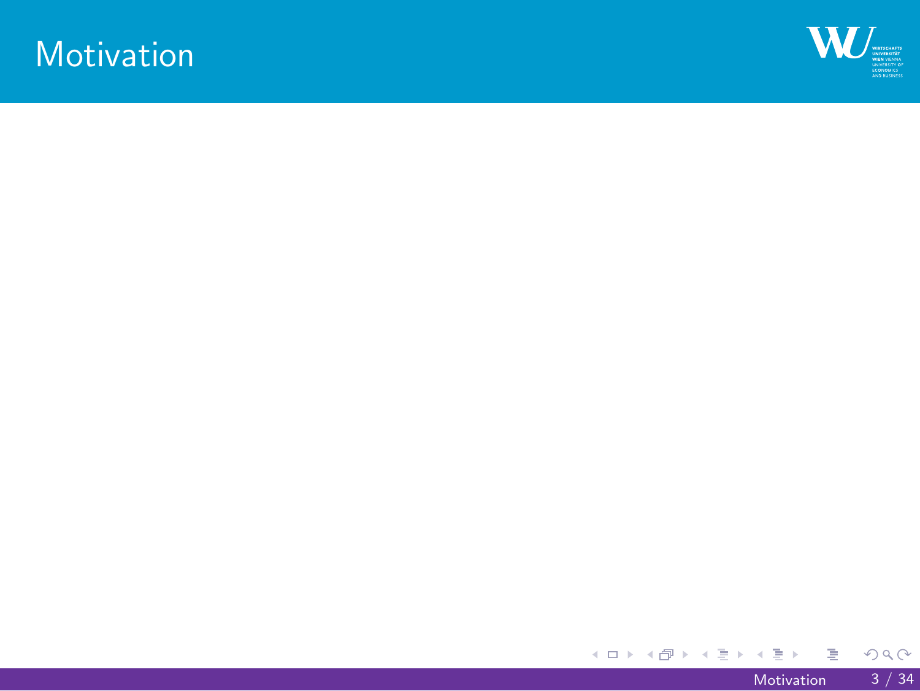# Motivation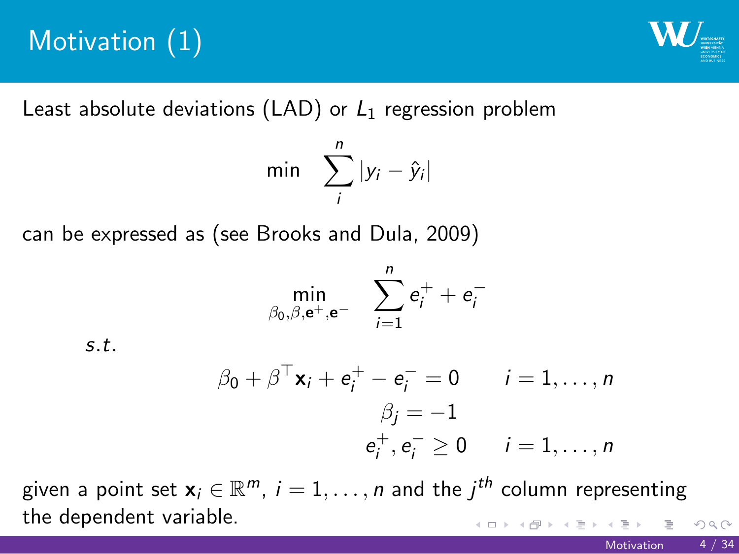# Motivation (1)

Least absolute deviations (LAD) or $L_1$ regression problem

$$\min \quad \sum_{i}^{n} |y_i - \hat{y}_i|$$

can be expressed as (see Brooks and Dula, 2009)

$$\min_{\beta_0, \beta, \mathbf{e}^+, \mathbf{e}^-} \quad \sum_{i=1}^{n} e_i^+ + e_i^-$$

*s.t.*

$$\begin{aligned}
\beta_0 + \beta^\top \mathbf{x}_i + e_i^+ - e_i^- &= 0 \qquad i = 1, \ldots, n \\
\beta_j &= -1 \\
e_i^+, e_i^- &\geq 0 \qquad i = 1, \ldots, n
\end{aligned}$$

given a point set $\mathbf{x}_i \in \mathbb{R}^m$, $i = 1, \ldots, n$ and the $j^{th}$ column representing the dependent variable.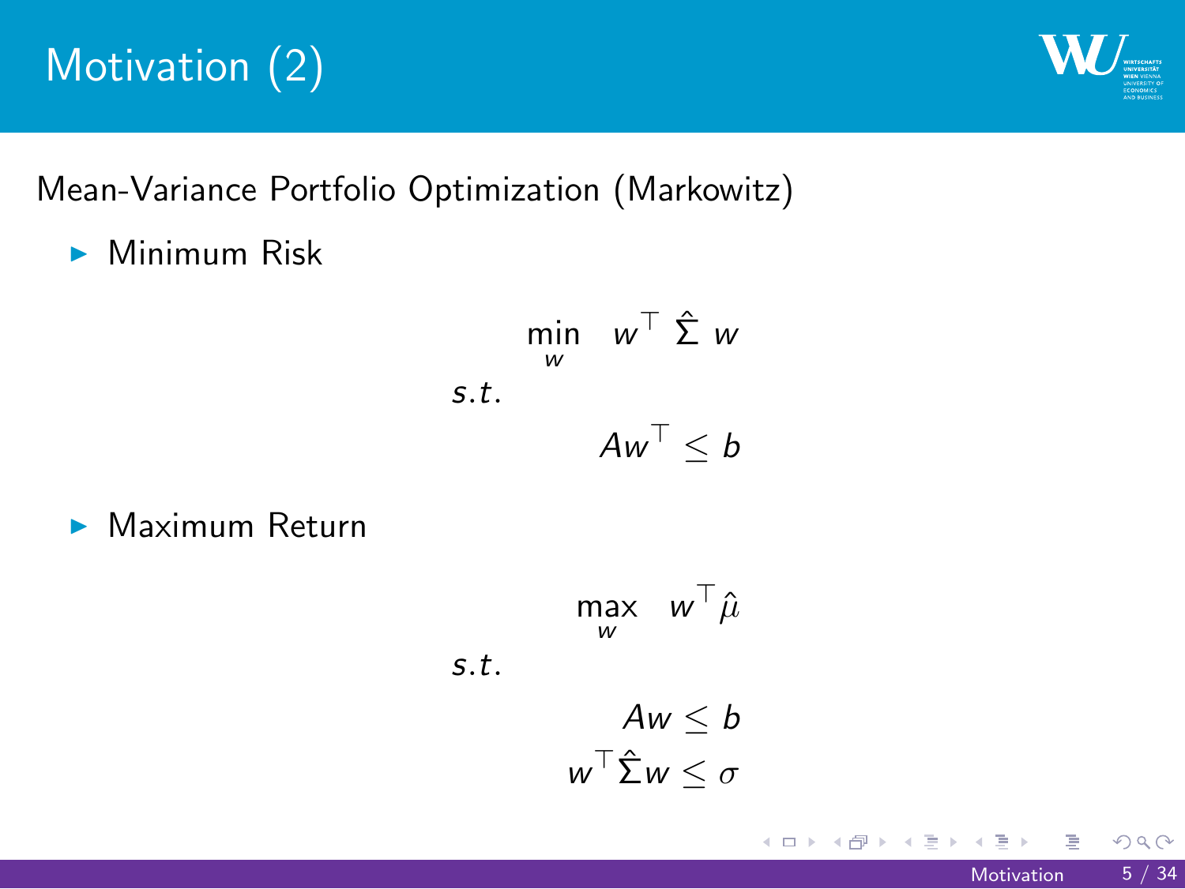# Motivation (2)

Mean-Variance Portfolio Optimization (Markowitz)

- Minimum Risk

$$
\begin{aligned}
& \min_{w} \quad w^\top \, \hat{\Sigma} \, w \\
s.t. & \\
& \quad A w^\top \leq b
\end{aligned}
$$

- Maximum Return

$$
\begin{aligned}
& \max_{w} \quad w^\top \hat{\mu} \\
s.t. & \\
& \quad A w \leq b \\
& \quad w^\top \hat{\Sigma} w \leq \sigma
\end{aligned}
$$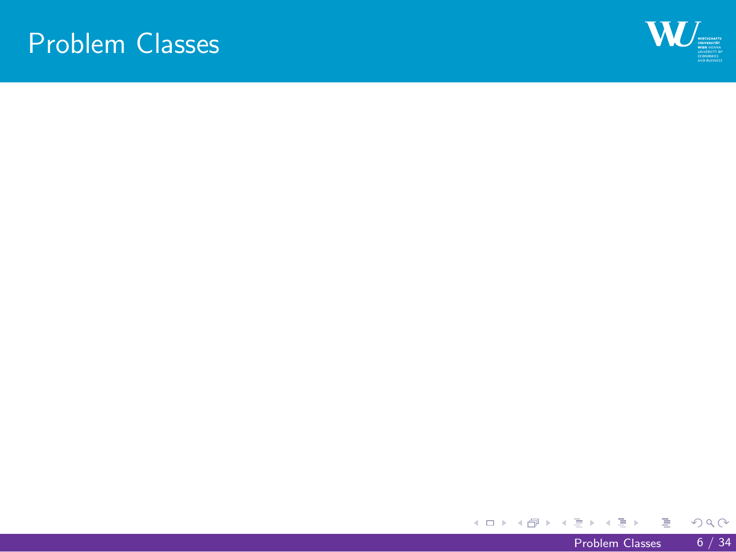# Problem Classes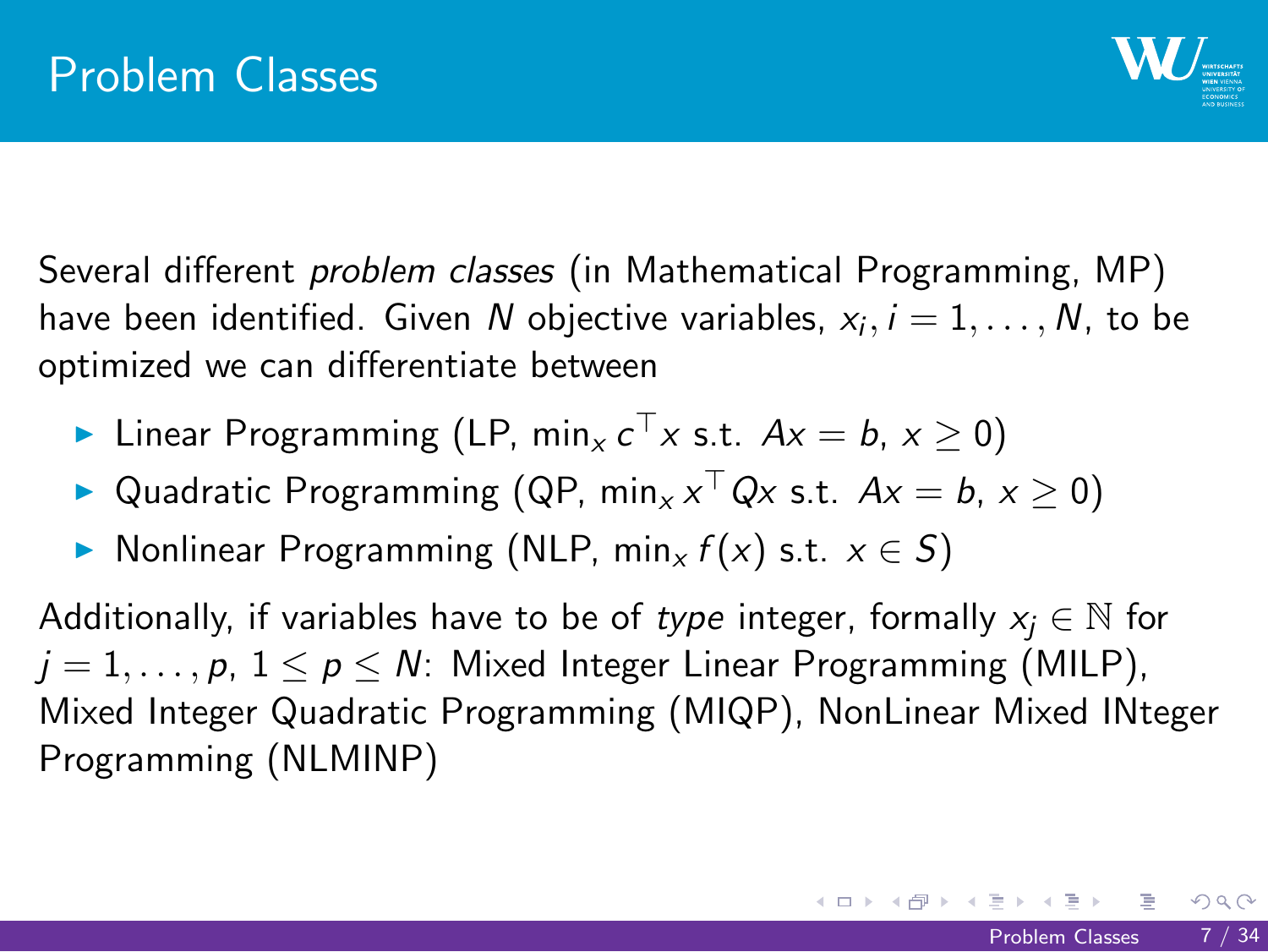# Problem Classes

Several different *problem classes* (in Mathematical Programming, MP) have been identified. Given $N$ objective variables, $x_i, i = 1, \ldots, N$, to be optimized we can differentiate between

- Linear Programming (LP, $\min_x c^\top x$ s.t. $Ax = b$, $x \geq 0$)
- Quadratic Programming (QP, $\min_x x^\top Qx$ s.t. $Ax = b$, $x \geq 0$)
- Nonlinear Programming (NLP, $\min_x f(x)$ s.t. $x \in S$)

Additionally, if variables have to be of *type* integer, formally $x_j \in \mathbb{N}$ for $j = 1, \ldots, p$, $1 \leq p \leq N$: Mixed Integer Linear Programming (MILP), Mixed Integer Quadratic Programming (MIQP), NonLinear Mixed INteger Programming (NLMINP)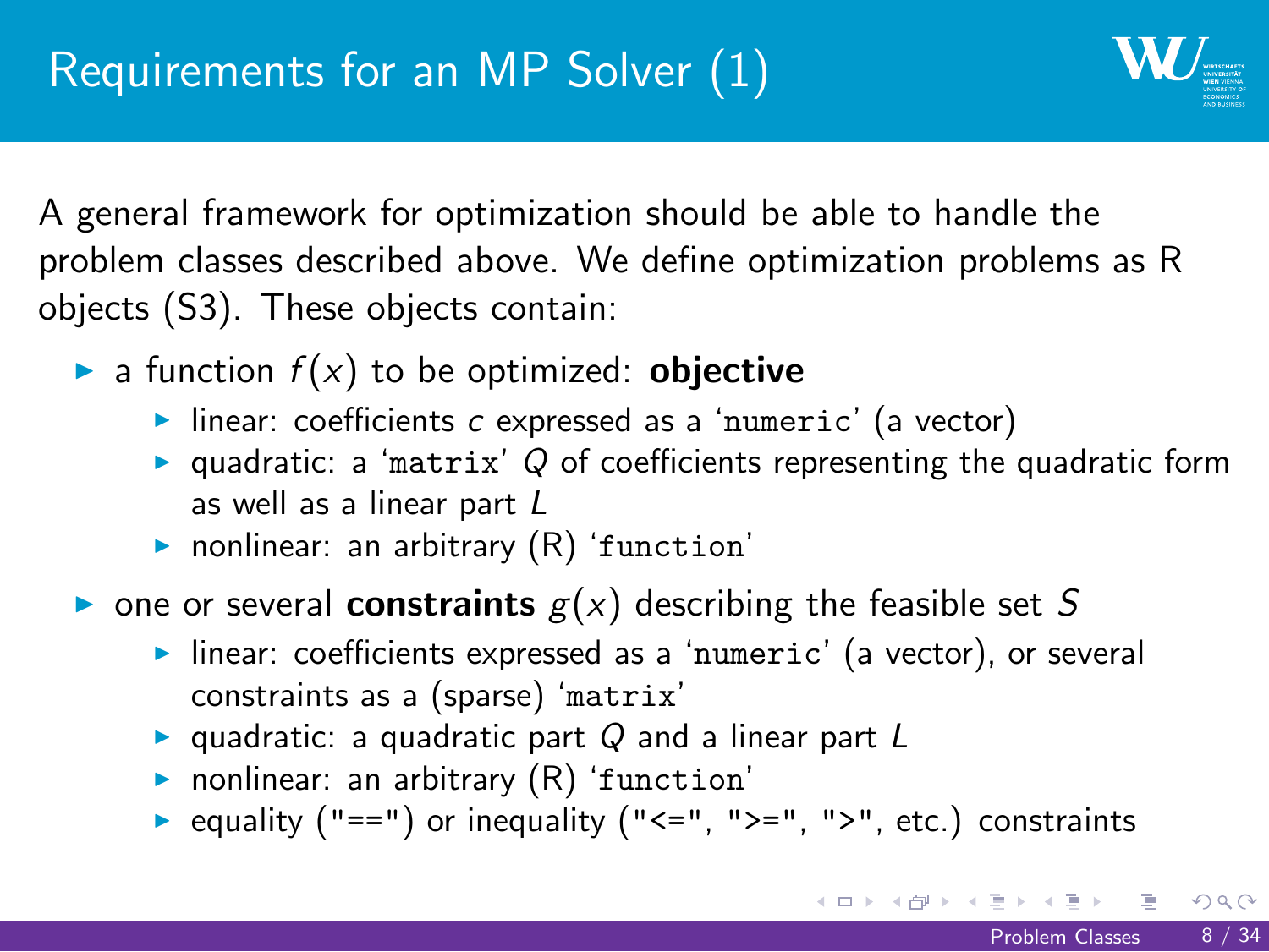# Requirements for an MP Solver (1)

A general framework for optimization should be able to handle the problem classes described above. We define optimization problems as R objects (S3). These objects contain:

- a function $f(x)$ to be optimized: **objective**
  - linear: coefficients $c$ expressed as a 'numeric' (a vector)
  - quadratic: a 'matrix' $Q$ of coefficients representing the quadratic form as well as a linear part $L$
  - nonlinear: an arbitrary (R) 'function'
- one or several **constraints** $g(x)$ describing the feasible set $S$
  - linear: coefficients expressed as a 'numeric' (a vector), or several constraints as a (sparse) 'matrix'
  - quadratic: a quadratic part $Q$ and a linear part $L$
  - nonlinear: an arbitrary (R) 'function'
  - equality ("==") or inequality ("<=", ">=", ">", etc.) constraints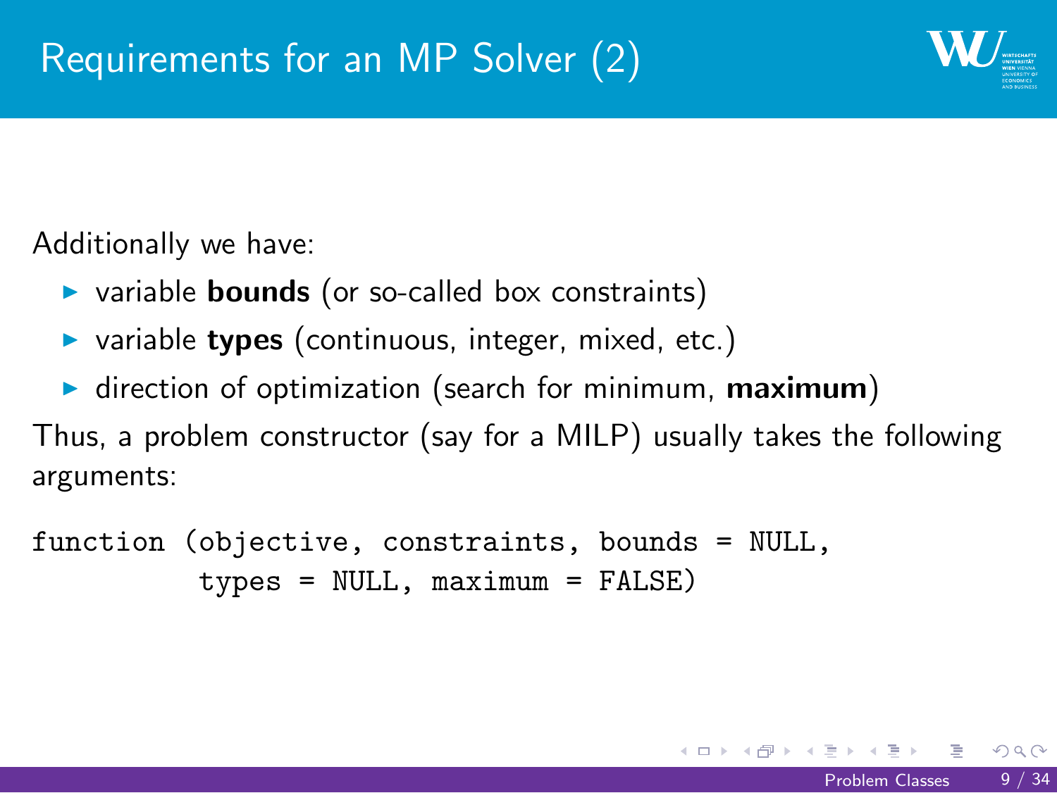# Requirements for an MP Solver (2)

Additionally we have:

- variable **bounds** (or so-called box constraints)
- variable **types** (continuous, integer, mixed, etc.)
- direction of optimization (search for minimum, **maximum**)

Thus, a problem constructor (say for a MILP) usually takes the following arguments:

```
function (objective, constraints, bounds = NULL,
          types = NULL, maximum = FALSE)
```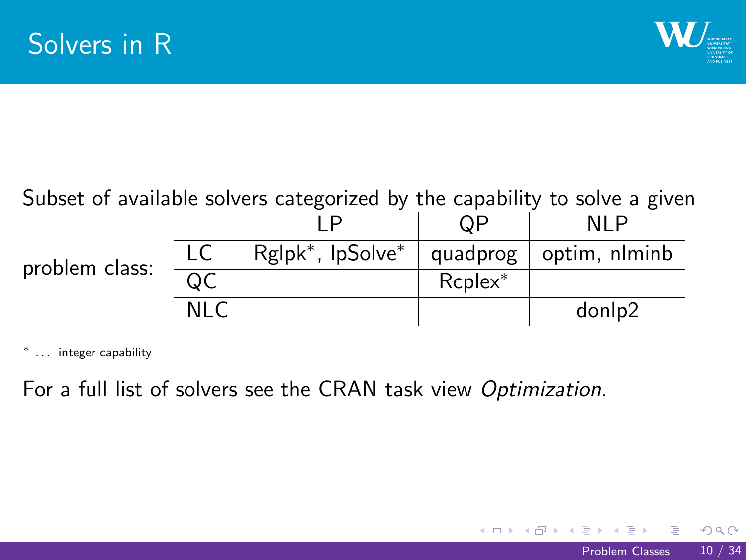# Solvers in R

Subset of available solvers categorized by the capability to solve a given problem class:

| | LP | QP | NLP |
|---|---|---|---|
| LC | Rglpk*, lpSolve* | quadprog | optim, nlminb |
| QC | | Rcplex* | |
| NLC | | | donlp2 |

* . . . integer capability

For a full list of solvers see the CRAN task view *Optimization*.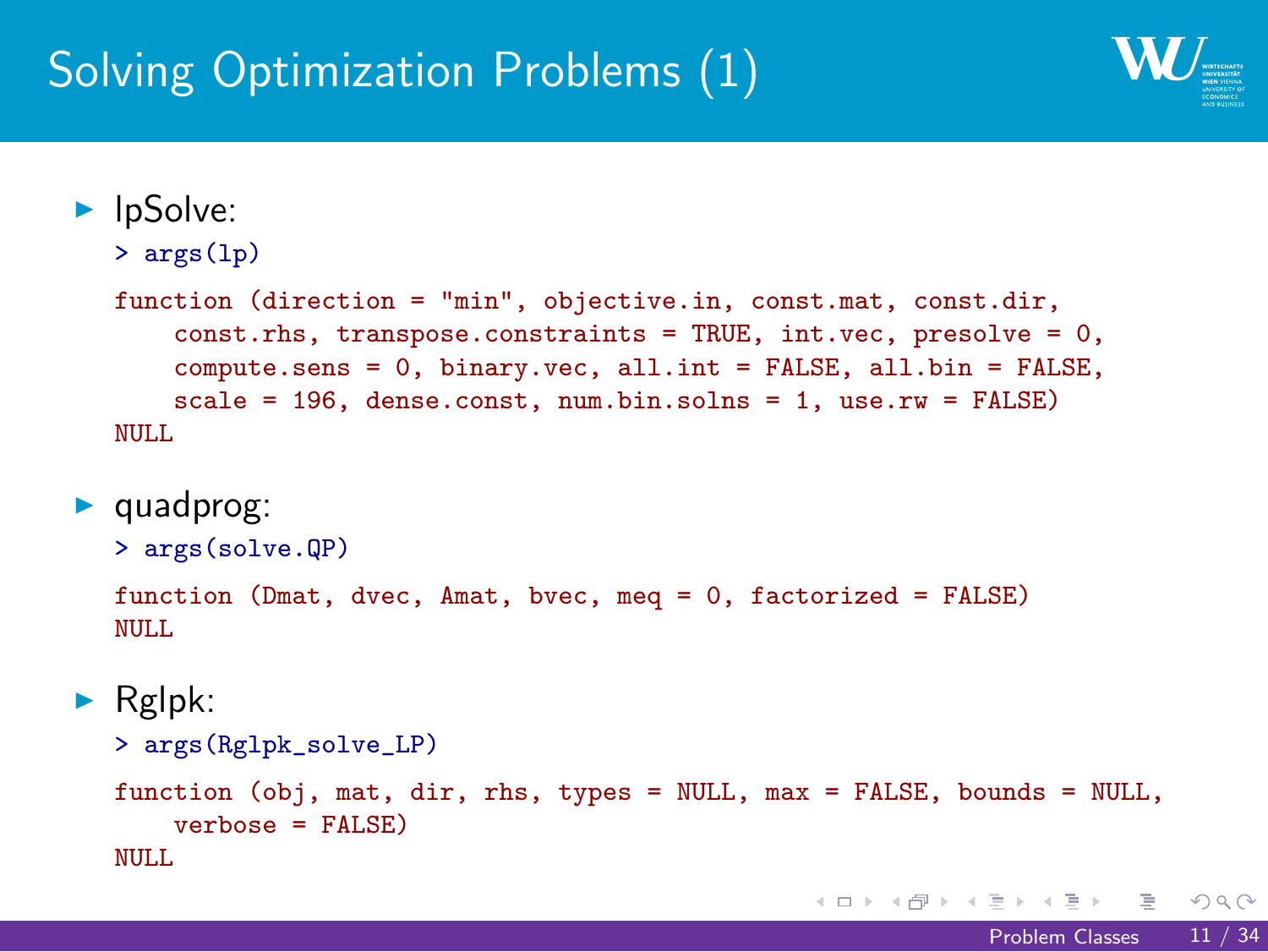# Solving Optimization Problems (1)

- lpSolve:

```
> args(lp)
function (direction = "min", objective.in, const.mat, const.dir,
    const.rhs, transpose.constraints = TRUE, int.vec, presolve = 0,
    compute.sens = 0, binary.vec, all.int = FALSE, all.bin = FALSE,
    scale = 196, dense.const, num.bin.solns = 1, use.rw = FALSE)
NULL
```

- quadprog:

```
> args(solve.QP)
function (Dmat, dvec, Amat, bvec, meq = 0, factorized = FALSE)
NULL
```

- Rglpk:

```
> args(Rglpk_solve_LP)
function (obj, mat, dir, rhs, types = NULL, max = FALSE, bounds = NULL,
    verbose = FALSE)
NULL
```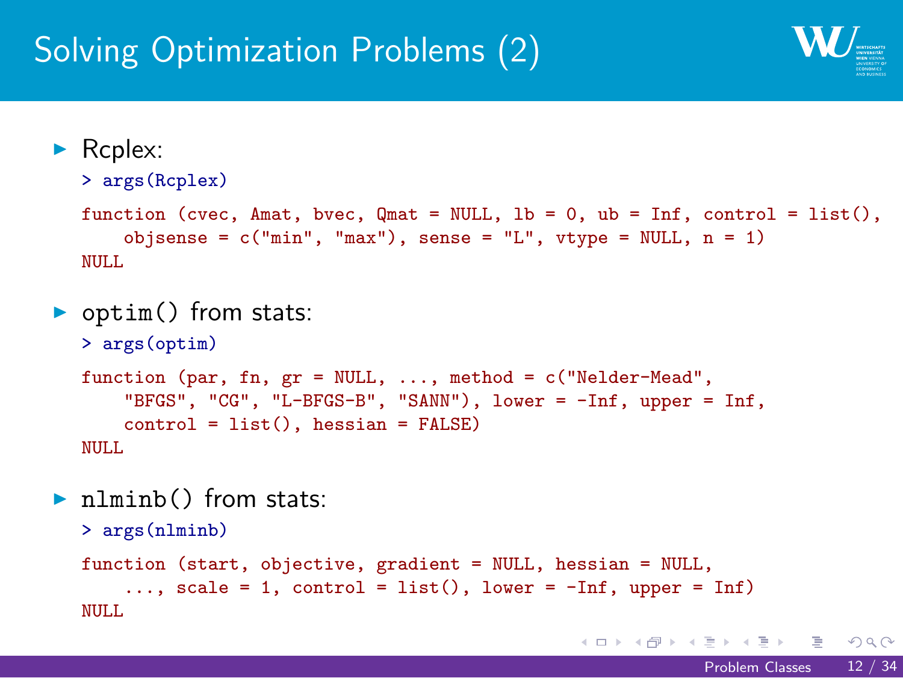# Solving Optimization Problems (2)

- Rcplex:

```
> args(Rcplex)
```

```
function (cvec, Amat, bvec, Qmat = NULL, lb = 0, ub = Inf, control = list(),
    objsense = c("min", "max"), sense = "L", vtype = NULL, n = 1)
NULL
```

- `optim()` from stats:

```
> args(optim)
```

```
function (par, fn, gr = NULL, ..., method = c("Nelder-Mead",
    "BFGS", "CG", "L-BFGS-B", "SANN"), lower = -Inf, upper = Inf,
    control = list(), hessian = FALSE)
NULL
```

- `nlminb()` from stats:

```
> args(nlminb)
```

```
function (start, objective, gradient = NULL, hessian = NULL,
    ..., scale = 1, control = list(), lower = -Inf, upper = Inf)
NULL
```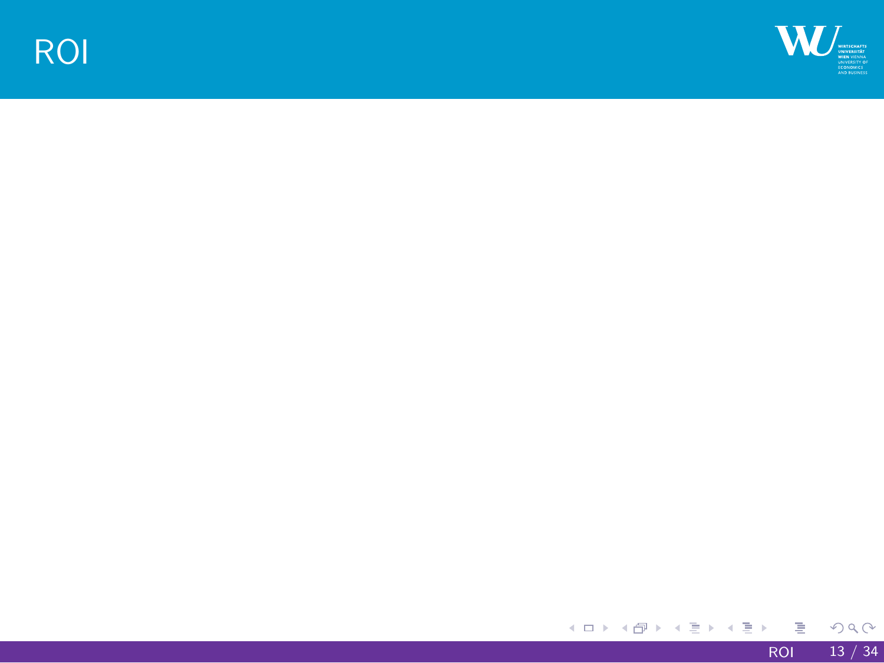# ROI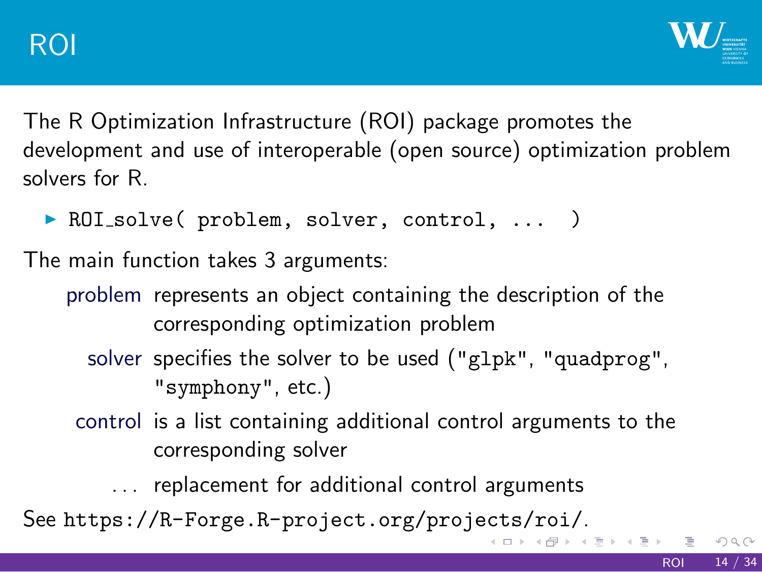# ROI

The R Optimization Infrastructure (ROI) package promotes the development and use of interoperable (open source) optimization problem solvers for R.

- `ROI_solve( problem, solver, control, ... )`

The main function takes 3 arguments:

- **problem** represents an object containing the description of the corresponding optimization problem
- **solver** specifies the solver to be used (`"glpk"`, `"quadprog"`, `"symphony"`, etc.)
- **control** is a list containing additional control arguments to the corresponding solver
- **...** replacement for additional control arguments

See `https://R-Forge.R-project.org/projects/roi/`.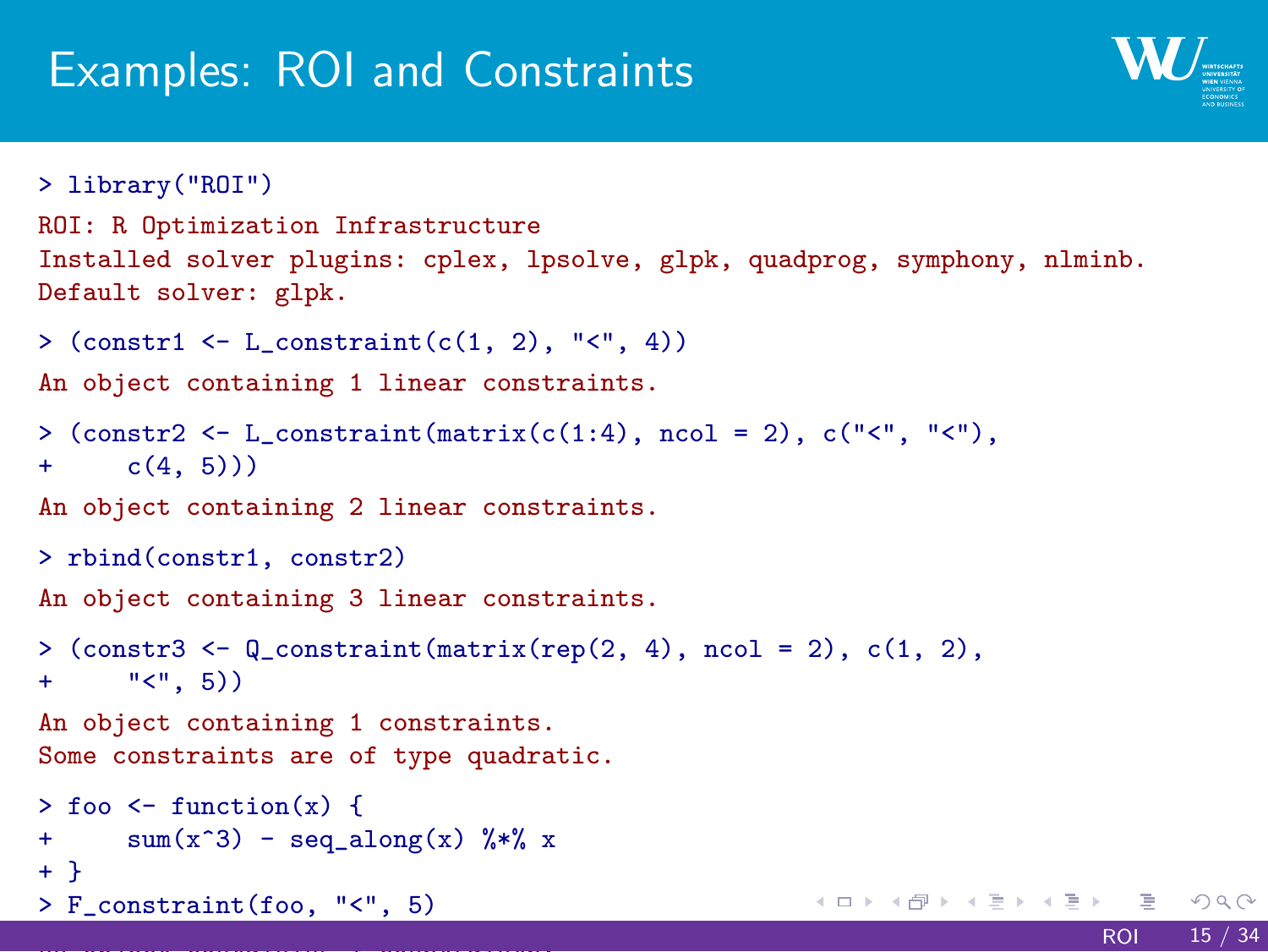# Examples: ROI and Constraints

```
> library("ROI")
ROI: R Optimization Infrastructure
Installed solver plugins: cplex, lpsolve, glpk, quadprog, symphony, nlminb.
Default solver: glpk.

> (constr1 <- L_constraint(c(1, 2), "<", 4))
An object containing 1 linear constraints.

> (constr2 <- L_constraint(matrix(c(1:4), ncol = 2), c("<", "<"),
+     c(4, 5)))
An object containing 2 linear constraints.

> rbind(constr1, constr2)
An object containing 3 linear constraints.

> (constr3 <- Q_constraint(matrix(rep(2, 4), ncol = 2), c(1, 2),
+     "<", 5))
An object containing 1 constraints.
Some constraints are of type quadratic.

> foo <- function(x) {
+     sum(x^3) - seq_along(x) %*% x
+ }
> F_constraint(foo, "<", 5)
```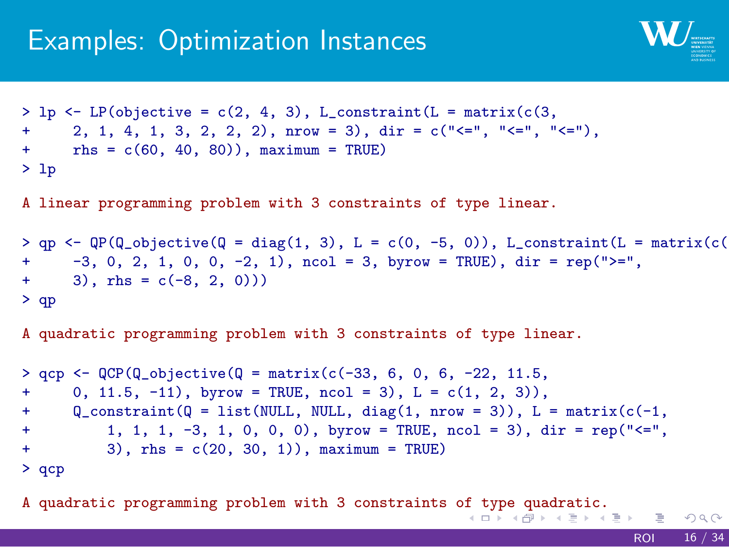# Examples: Optimization Instances

```
> lp <- LP(objective = c(2, 4, 3), L_constraint(L = matrix(c(3,
+     2, 1, 4, 1, 3, 2, 2, 2), nrow = 3), dir = c("<=", "<=", "<="),
+     rhs = c(60, 40, 80)), maximum = TRUE)
> lp

A linear programming problem with 3 constraints of type linear.

> qp <- QP(Q_objective(Q = diag(1, 3), L = c(0, -5, 0)), L_constraint(L = matrix(c(
+     -3, 0, 2, 1, 0, 0, -2, 1), ncol = 3, byrow = TRUE), dir = rep(">=",
+     3), rhs = c(-8, 2, 0)))
> qp

A quadratic programming problem with 3 constraints of type linear.

> qcp <- QCP(Q_objective(Q = matrix(c(-33, 6, 0, 6, -22, 11.5,
+     0, 11.5, -11), byrow = TRUE, ncol = 3), L = c(1, 2, 3)),
+     Q_constraint(Q = list(NULL, NULL, diag(1, nrow = 3)), L = matrix(c(-1,
+         1, 1, 1, -3, 1, 0, 0, 0), byrow = TRUE, ncol = 3), dir = rep("<=",
+         3), rhs = c(20, 30, 1)), maximum = TRUE)
> qcp

A quadratic programming problem with 3 constraints of type quadratic.
```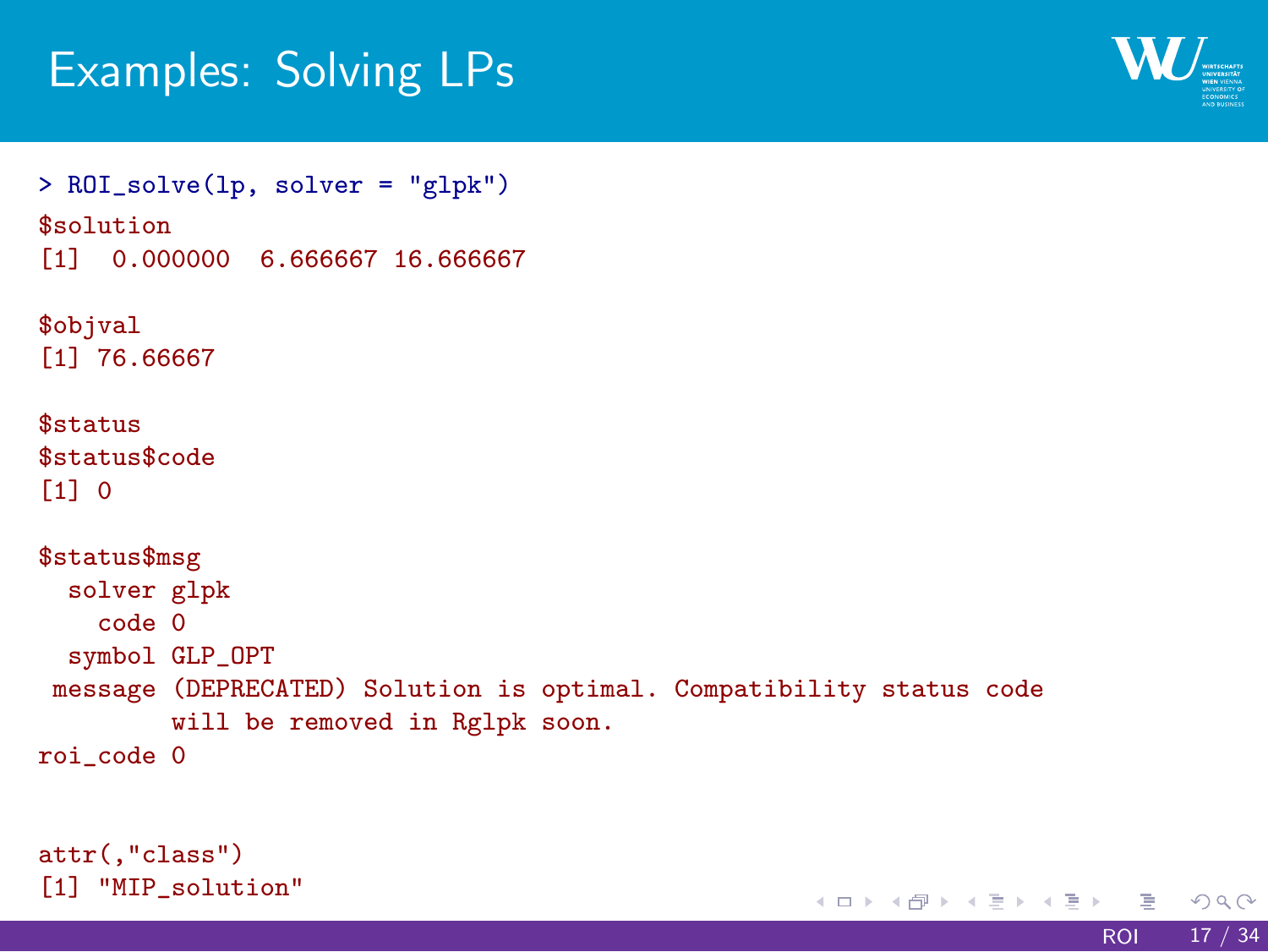# Examples: Solving LPs

```
> ROI_solve(lp, solver = "glpk")
$solution
[1]  0.000000  6.666667 16.666667

$objval
[1] 76.66667

$status
$status$code
[1] 0

$status$msg
  solver glpk
    code 0
  symbol GLP_OPT
 message (DEPRECATED) Solution is optimal. Compatibility status code
         will be removed in Rglpk soon.
roi_code 0


attr(,"class")
[1] "MIP_solution"
```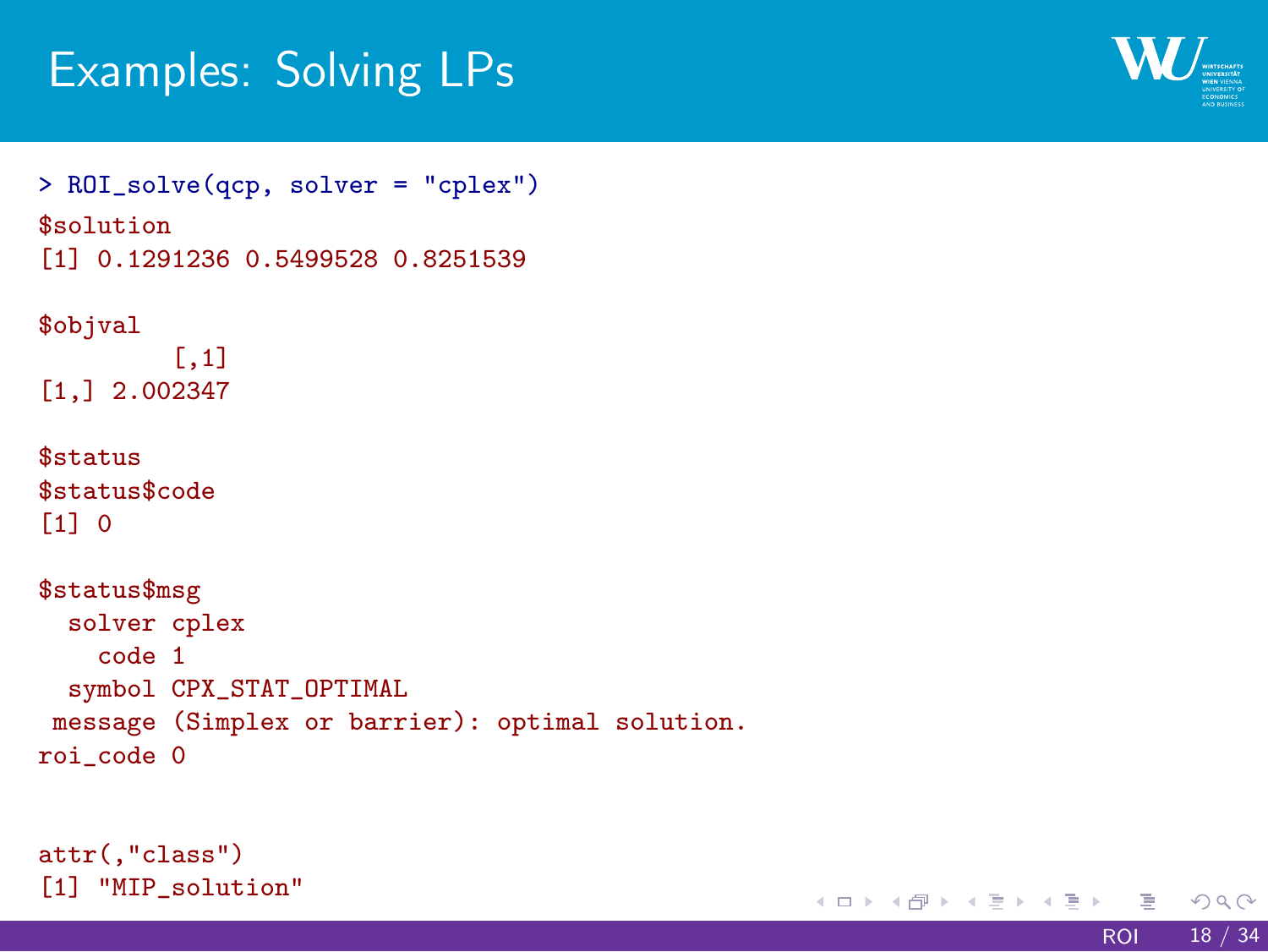# Examples: Solving LPs

```
> ROI_solve(qcp, solver = "cplex")
$solution
[1] 0.1291236 0.5499528 0.8251539

$objval
         [,1]
[1,] 2.002347

$status
$status$code
[1] 0

$status$msg
  solver cplex
    code 1
  symbol CPX_STAT_OPTIMAL
 message (Simplex or barrier): optimal solution.
roi_code 0


attr(,"class")
[1] "MIP_solution"
```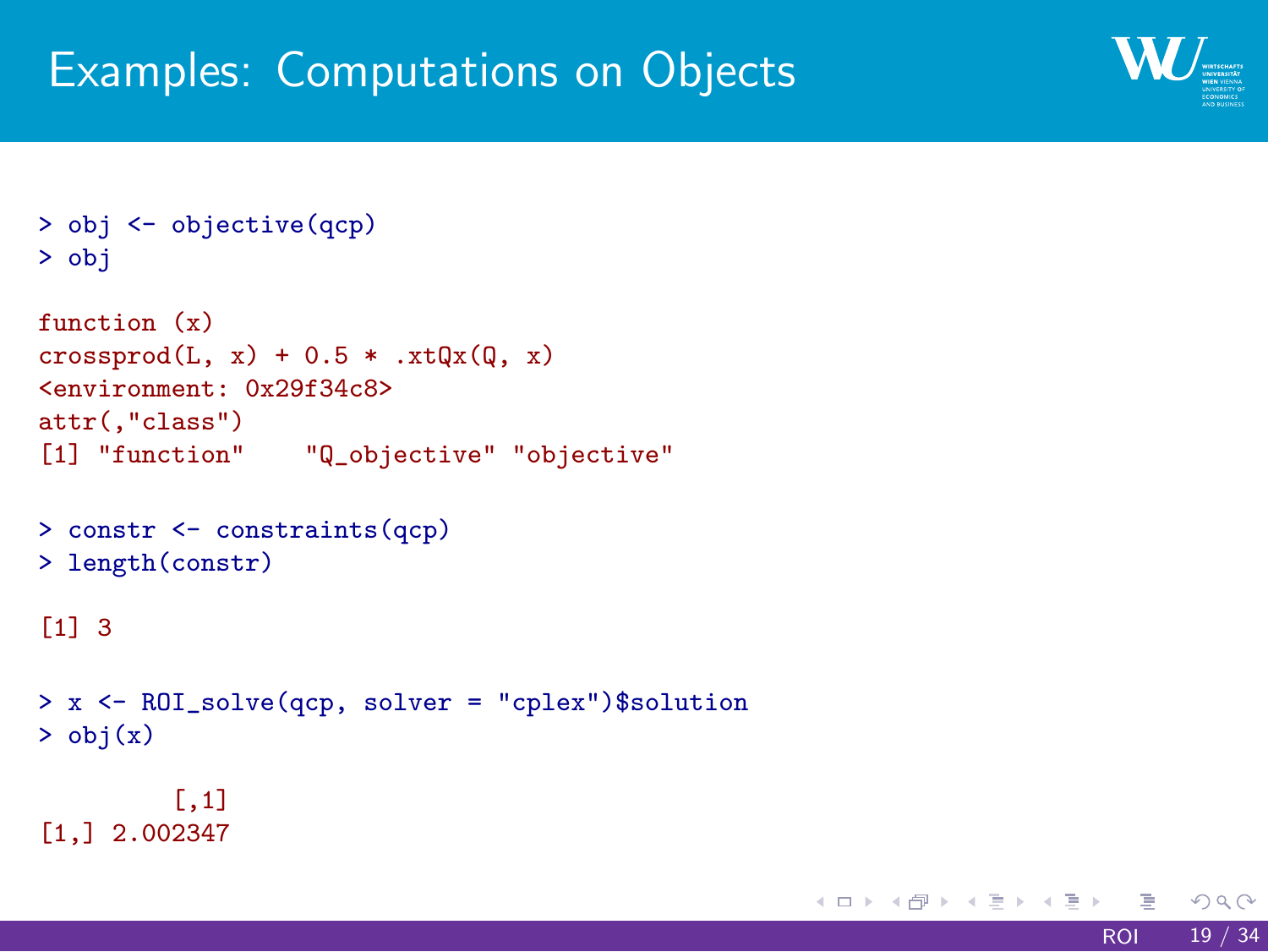# Examples: Computations on Objects

```
> obj <- objective(qcp)
> obj

function (x)
crossprod(L, x) + 0.5 * .xtQx(Q, x)
<environment: 0x29f34c8>
attr(,"class")
[1] "function"    "Q_objective" "objective"

> constr <- constraints(qcp)
> length(constr)

[1] 3

> x <- ROI_solve(qcp, solver = "cplex")$solution
> obj(x)

         [,1]
[1,] 2.002347
```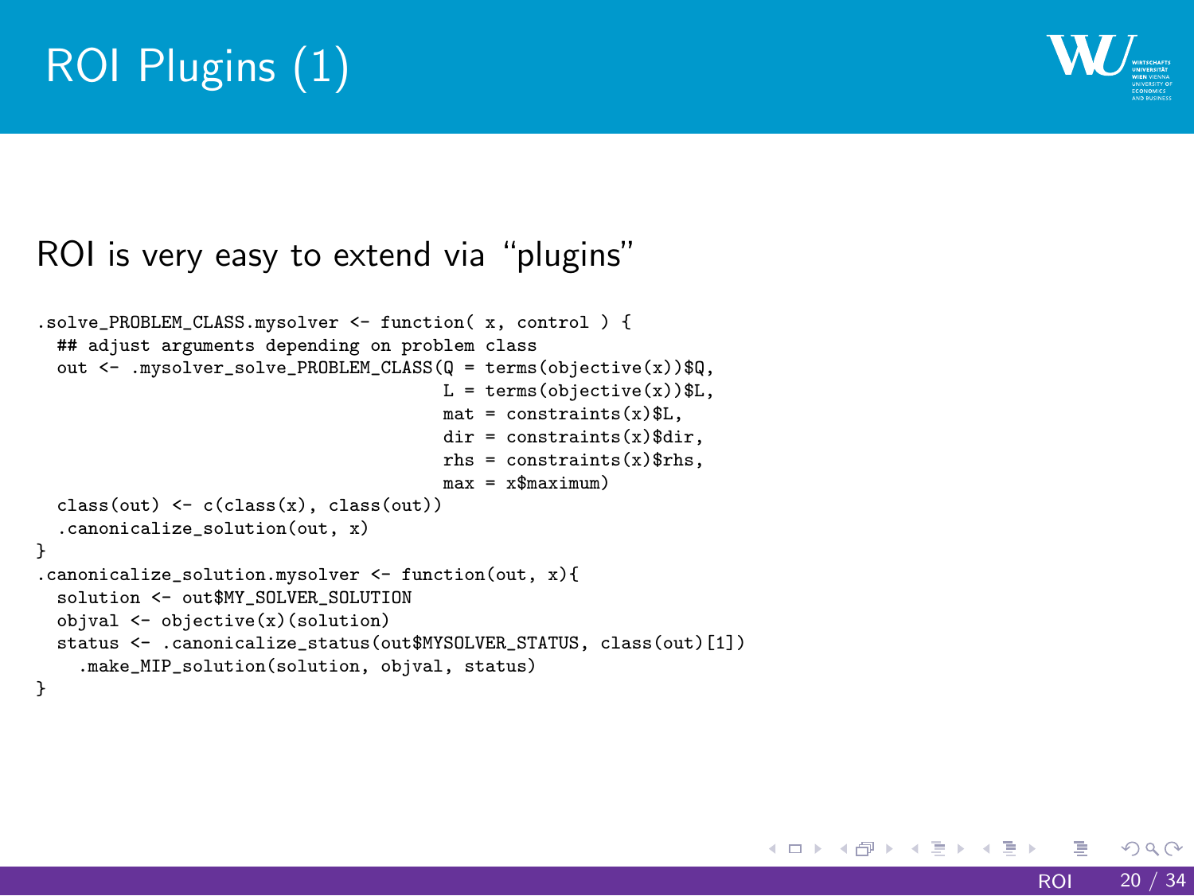# ROI Plugins (1)

ROI is very easy to extend via "plugins"

```
.solve_PROBLEM_CLASS.mysolver <- function( x, control ) {
  ## adjust arguments depending on problem class
  out <- .mysolver_solve_PROBLEM_CLASS(Q = terms(objective(x))$Q,
                                       L = terms(objective(x))$L,
                                       mat = constraints(x)$L,
                                       dir = constraints(x)$dir,
                                       rhs = constraints(x)$rhs,
                                       max = x$maximum)
  class(out) <- c(class(x), class(out))
  .canonicalize_solution(out, x)
}
.canonicalize_solution.mysolver <- function(out, x){
  solution <- out$MY_SOLVER_SOLUTION
  objval <- objective(x)(solution)
  status <- .canonicalize_status(out$MYSOLVER_STATUS, class(out)[1])
    .make_MIP_solution(solution, objval, status)
}
```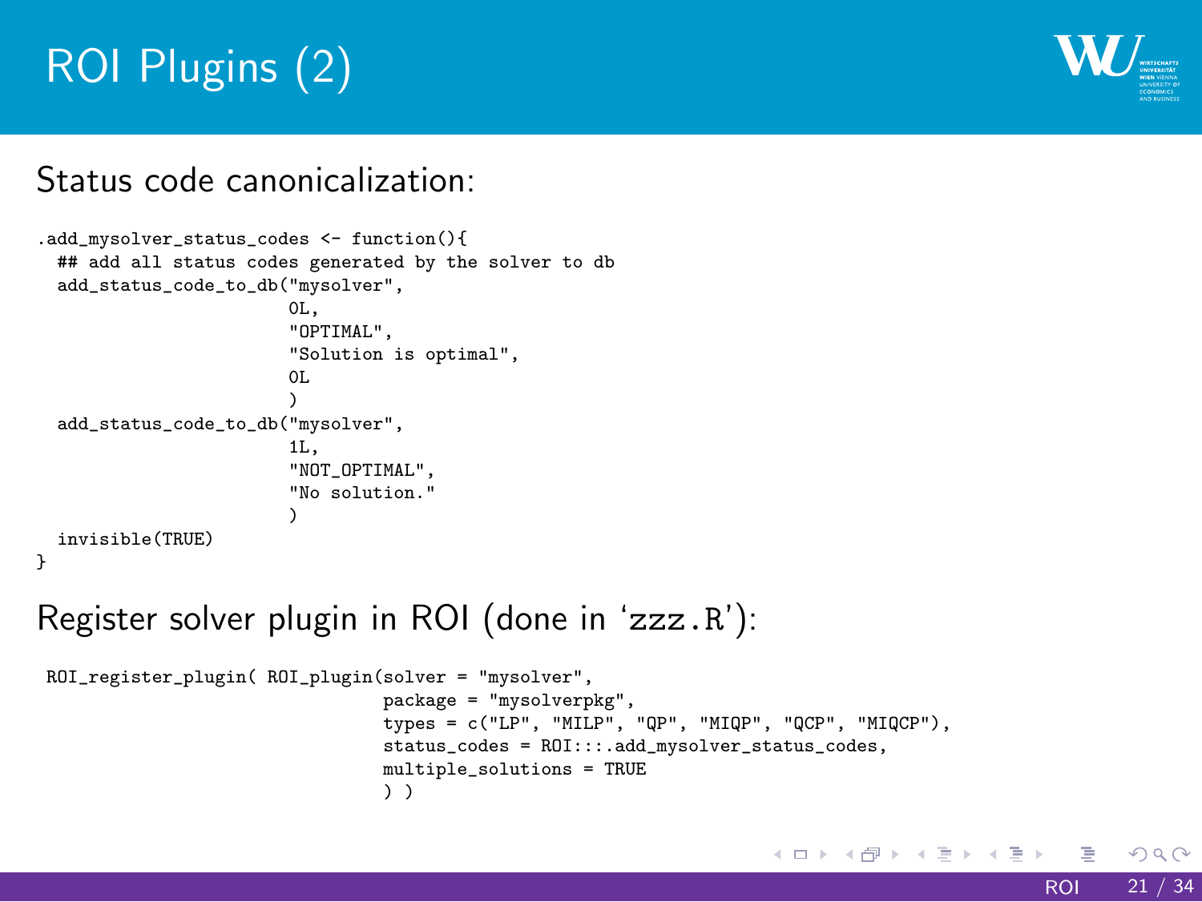# ROI Plugins (2)

Status code canonicalization:

```
.add_mysolver_status_codes <- function(){
  ## add all status codes generated by the solver to db
  add_status_code_to_db("mysolver",
                        0L,
                        "OPTIMAL",
                        "Solution is optimal",
                        0L
                        )
  add_status_code_to_db("mysolver",
                        1L,
                        "NOT_OPTIMAL",
                        "No solution."
                        )
  invisible(TRUE)
}
```

Register solver plugin in ROI (done in 'zzz.R'):

```
 ROI_register_plugin( ROI_plugin(solver = "mysolver",
                                 package = "mysolverpkg",
                                 types = c("LP", "MILP", "QP", "MIQP", "QCP", "MIQCP"),
                                 status_codes = ROI:::.add_mysolver_status_codes,
                                 multiple_solutions = TRUE
                                 ) )
```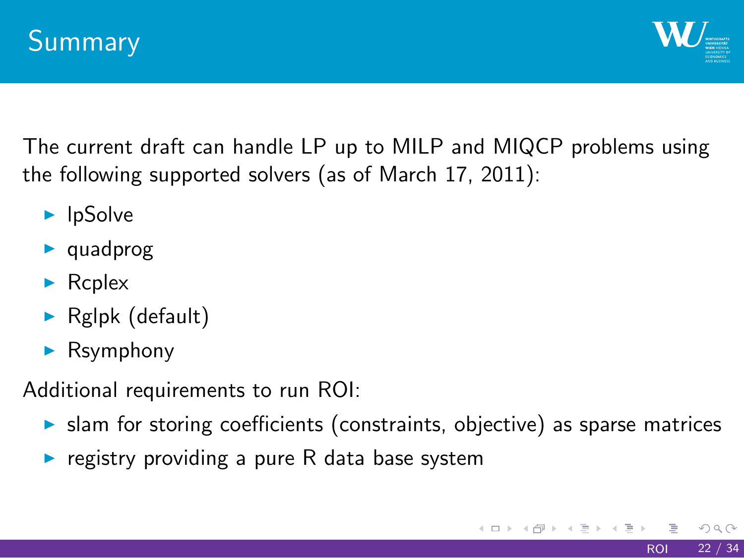# Summary

The current draft can handle LP up to MILP and MIQCP problems using the following supported solvers (as of March 17, 2011):

- lpSolve
- quadprog
- Rcplex
- Rglpk (default)
- Rsymphony

Additional requirements to run ROI:

- slam for storing coefficients (constraints, objective) as sparse matrices
- registry providing a pure R data base system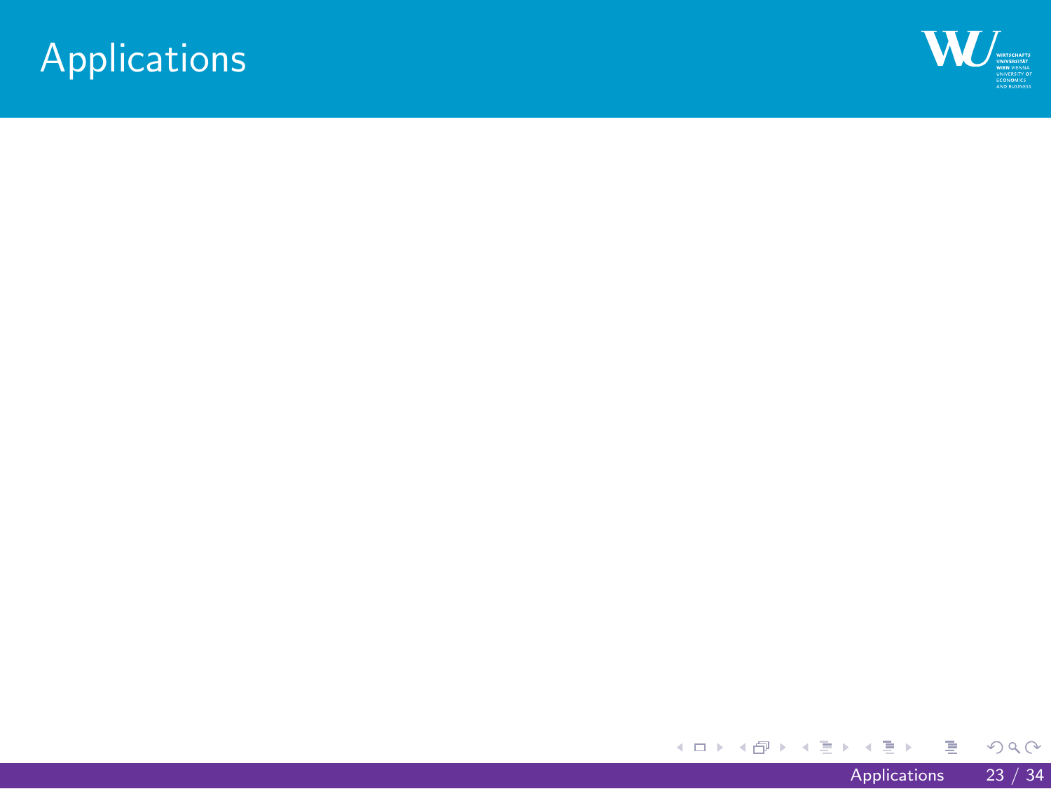# Applications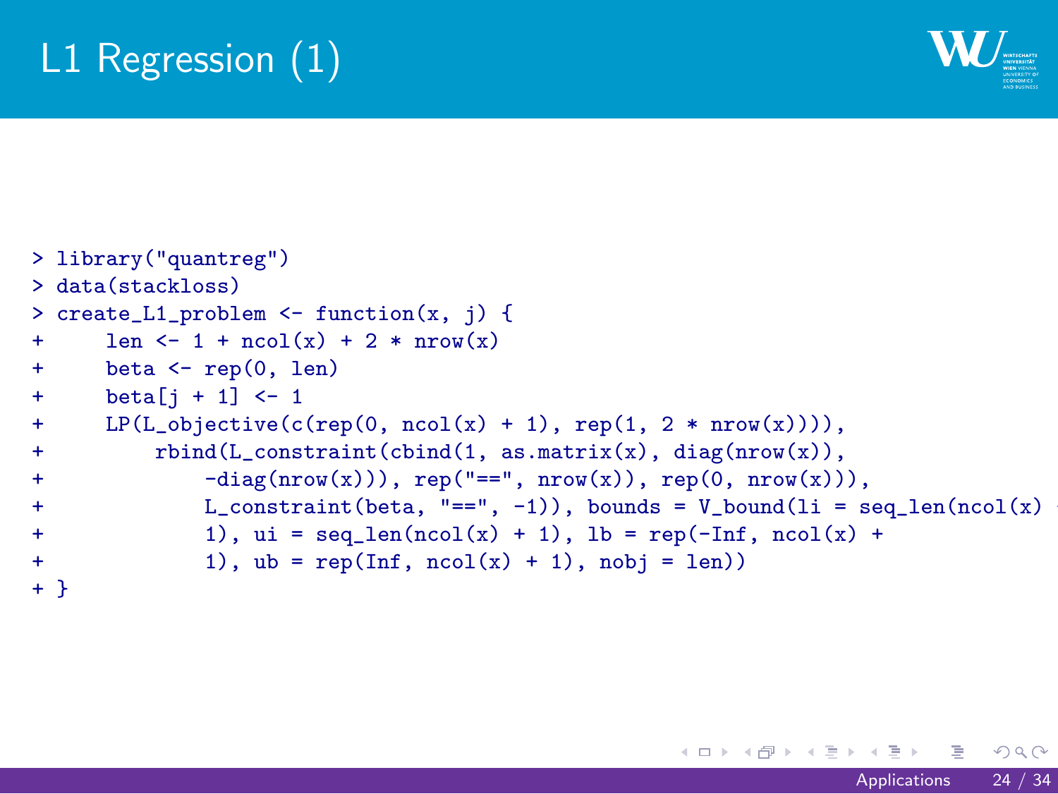# L1 Regression (1)

```
> library("quantreg")
> data(stackloss)
> create_L1_problem <- function(x, j) {
+     len <- 1 + ncol(x) + 2 * nrow(x)
+     beta <- rep(0, len)
+     beta[j + 1] <- 1
+     LP(L_objective(c(rep(0, ncol(x) + 1), rep(1, 2 * nrow(x)))),
+         rbind(L_constraint(cbind(1, as.matrix(x), diag(nrow(x)),
+             -diag(nrow(x))), rep("==", nrow(x)), rep(0, nrow(x))),
+             L_constraint(beta, "==", -1)), bounds = V_bound(li = seq_len(ncol(x) +
+             1), ui = seq_len(ncol(x) + 1), lb = rep(-Inf, ncol(x) +
+             1), ub = rep(Inf, ncol(x) + 1), nobj = len))
+ }
```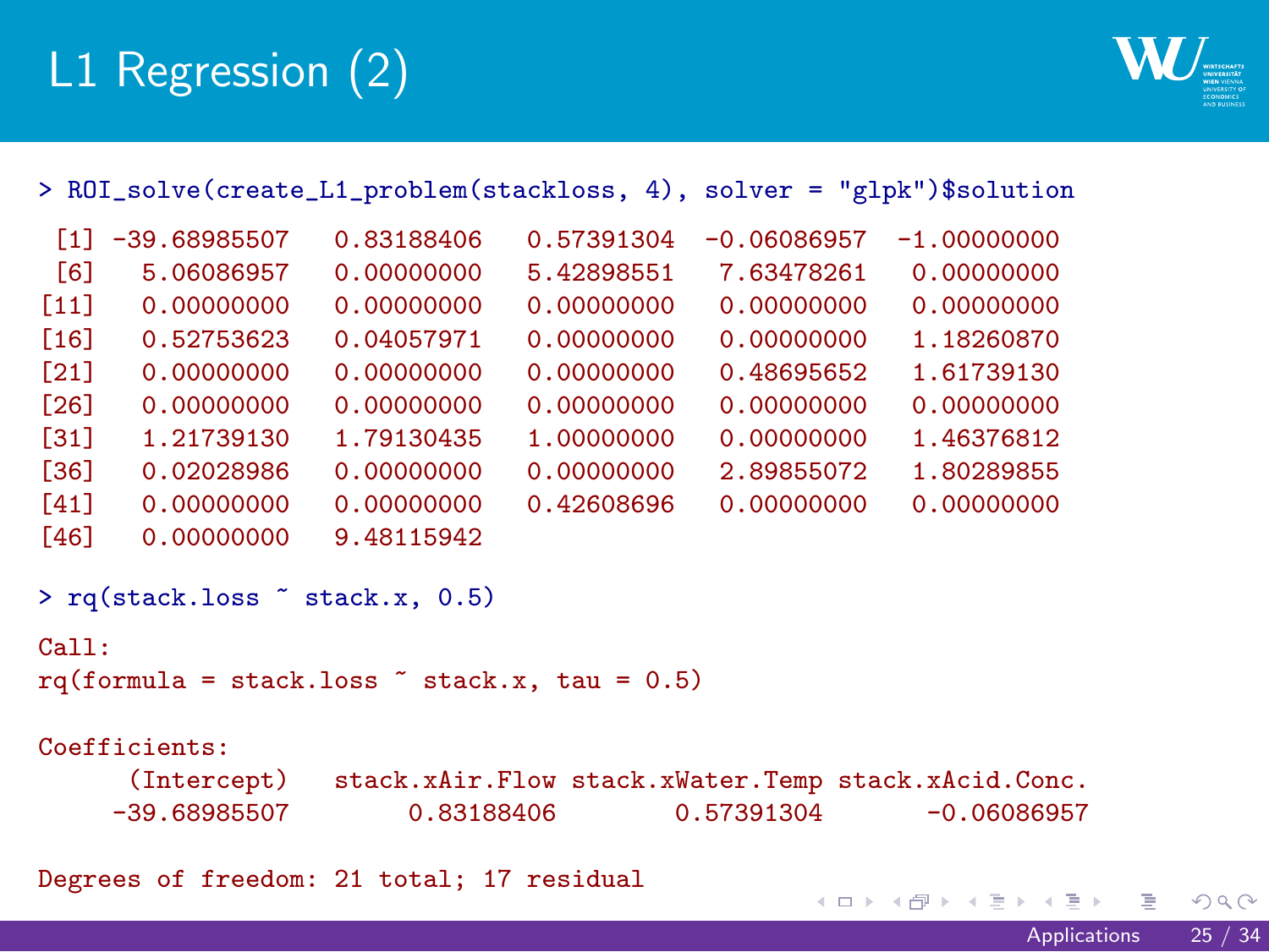# L1 Regression (2)

```
> ROI_solve(create_L1_problem(stackloss, 4), solver = "glpk")$solution

 [1] -39.68985507   0.83188406   0.57391304  -0.06086957  -1.00000000
 [6]   5.06086957   0.00000000   5.42898551   7.63478261   0.00000000
[11]   0.00000000   0.00000000   0.00000000   0.00000000   0.00000000
[16]   0.52753623   0.04057971   0.00000000   0.00000000   1.18260870
[21]   0.00000000   0.00000000   0.00000000   0.48695652   1.61739130
[26]   0.00000000   0.00000000   0.00000000   0.00000000   0.00000000
[31]   1.21739130   1.79130435   1.00000000   0.00000000   1.46376812
[36]   0.02028986   0.00000000   0.00000000   2.89855072   1.80289855
[41]   0.00000000   0.00000000   0.42608696   0.00000000   0.00000000
[46]   0.00000000   9.48115942

> rq(stack.loss ~ stack.x, 0.5)

Call:
rq(formula = stack.loss ~ stack.x, tau = 0.5)

Coefficients:
      (Intercept)    stack.xAir.Flow stack.xWater.Temp stack.xAcid.Conc.
     -39.68985507         0.83188406        0.57391304       -0.06086957

Degrees of freedom: 21 total; 17 residual
```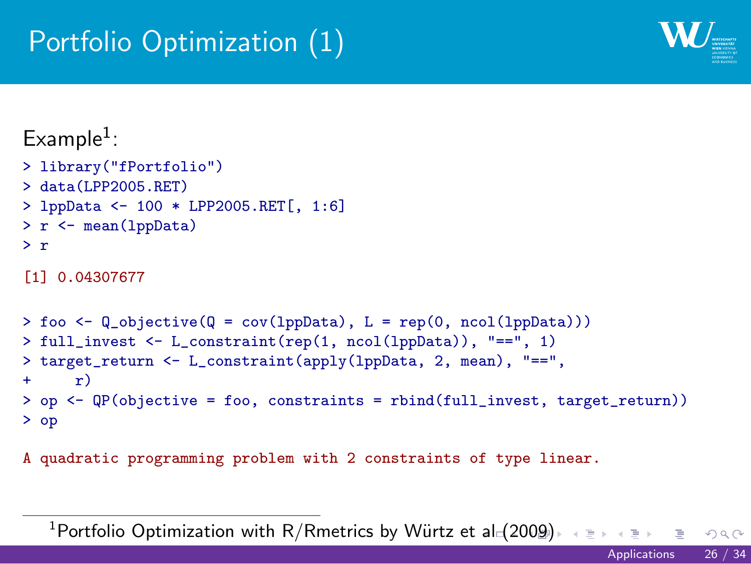# Portfolio Optimization (1)

Example[1]:

```
> library("fPortfolio")
> data(LPP2005.RET)
> lppData <- 100 * LPP2005.RET[, 1:6]
> r <- mean(lppData)
> r
```

```
[1] 0.04307677
```

```
> foo <- Q_objective(Q = cov(lppData), L = rep(0, ncol(lppData)))
> full_invest <- L_constraint(rep(1, ncol(lppData)), "==", 1)
> target_return <- L_constraint(apply(lppData, 2, mean), "==",
+     r)
> op <- QP(objective = foo, constraints = rbind(full_invest, target_return))
> op
```

```
A quadratic programming problem with 2 constraints of type linear.
```

[1] Portfolio Optimization with R/Rmetrics by Würtz et al (2009)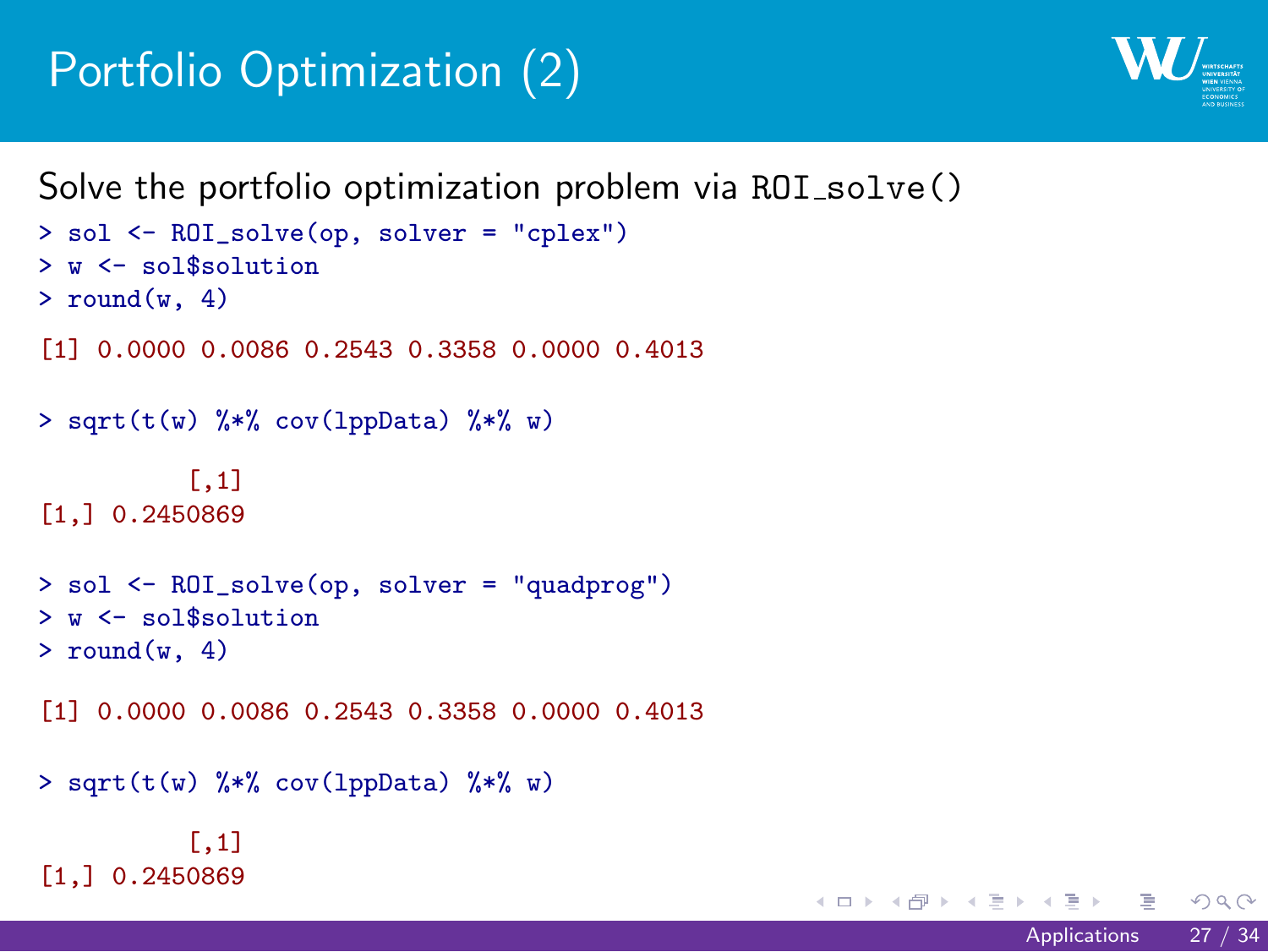# Portfolio Optimization (2)

Solve the portfolio optimization problem via ROI_solve()

```
> sol <- ROI_solve(op, solver = "cplex")
> w <- sol$solution
> round(w, 4)

[1] 0.0000 0.0086 0.2543 0.3358 0.0000 0.4013

> sqrt(t(w) %*% cov(lppData) %*% w)

          [,1]
[1,] 0.2450869

> sol <- ROI_solve(op, solver = "quadprog")
> w <- sol$solution
> round(w, 4)

[1] 0.0000 0.0086 0.2543 0.3358 0.0000 0.4013

> sqrt(t(w) %*% cov(lppData) %*% w)

          [,1]
[1,] 0.2450869
```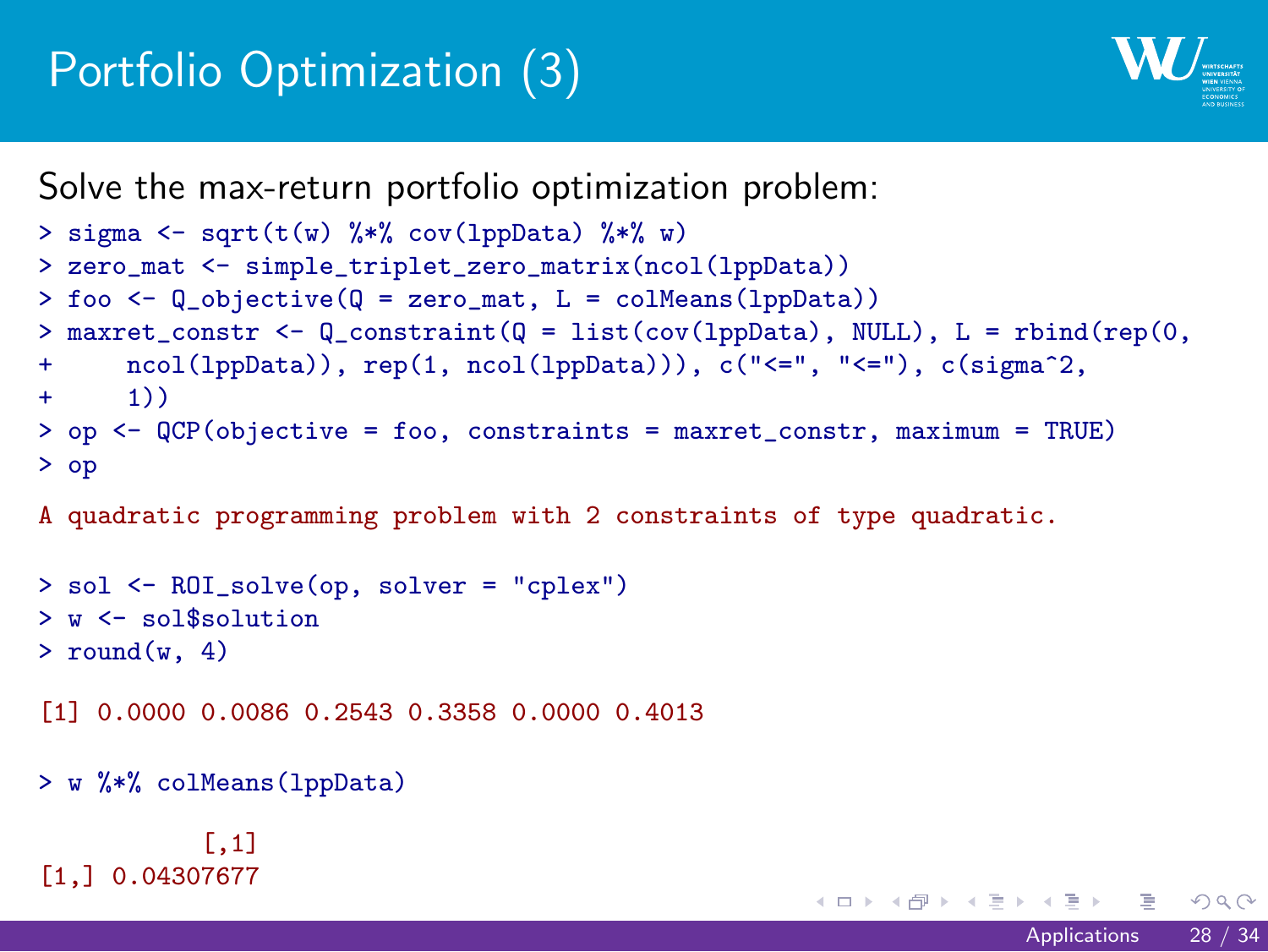# Portfolio Optimization (3)

Solve the max-return portfolio optimization problem:

```
> sigma <- sqrt(t(w) %*% cov(lppData) %*% w)
> zero_mat <- simple_triplet_zero_matrix(ncol(lppData))
> foo <- Q_objective(Q = zero_mat, L = colMeans(lppData))
> maxret_constr <- Q_constraint(Q = list(cov(lppData), NULL), L = rbind(rep(0,
+     ncol(lppData)), rep(1, ncol(lppData))), c("<=", "<="), c(sigma^2,
+     1))
> op <- QCP(objective = foo, constraints = maxret_constr, maximum = TRUE)
> op

A quadratic programming problem with 2 constraints of type quadratic.

> sol <- ROI_solve(op, solver = "cplex")
> w <- sol$solution
> round(w, 4)

[1] 0.0000 0.0086 0.2543 0.3358 0.0000 0.4013

> w %*% colMeans(lppData)

           [,1]
[1,] 0.04307677
```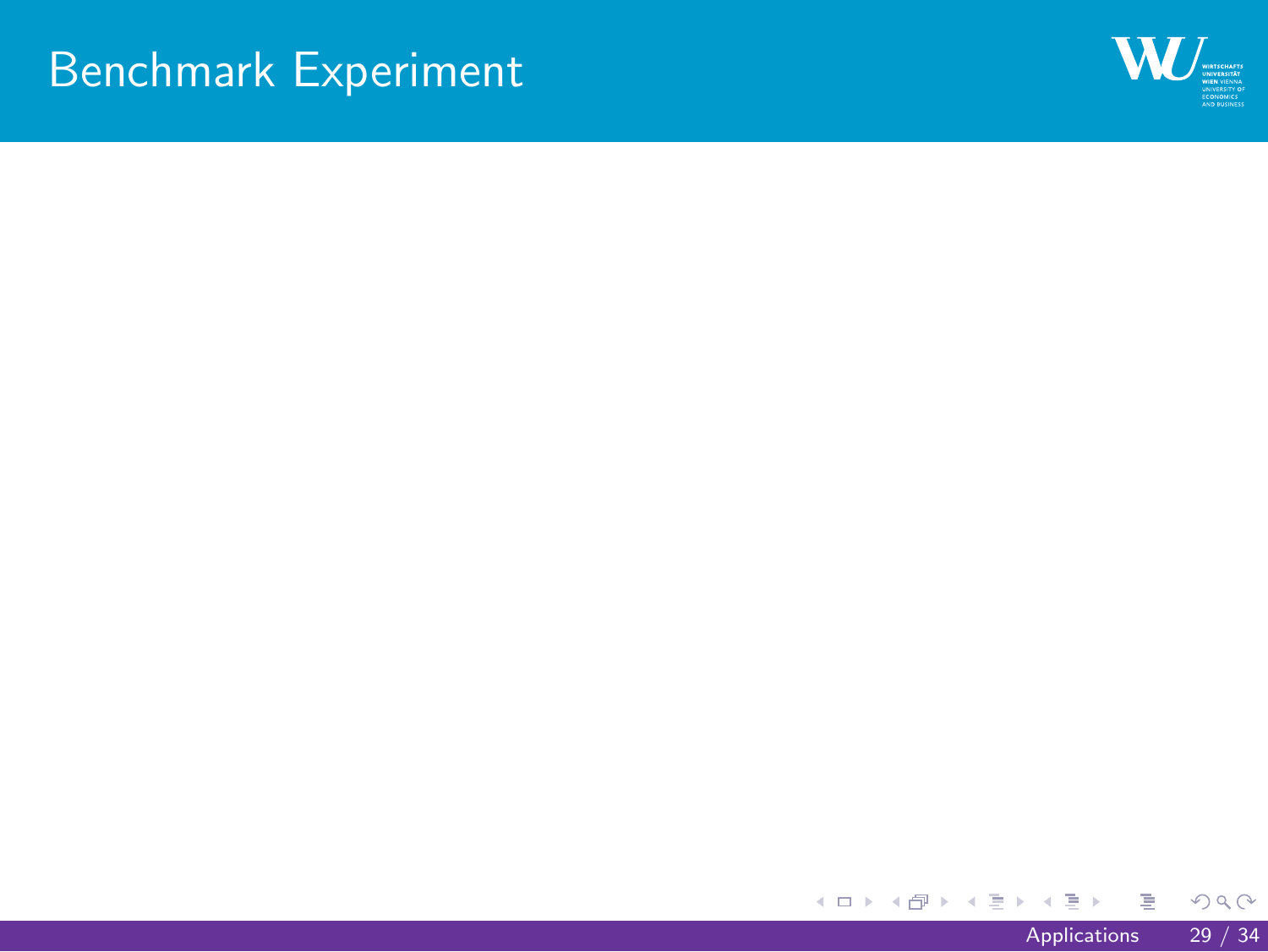# Benchmark Experiment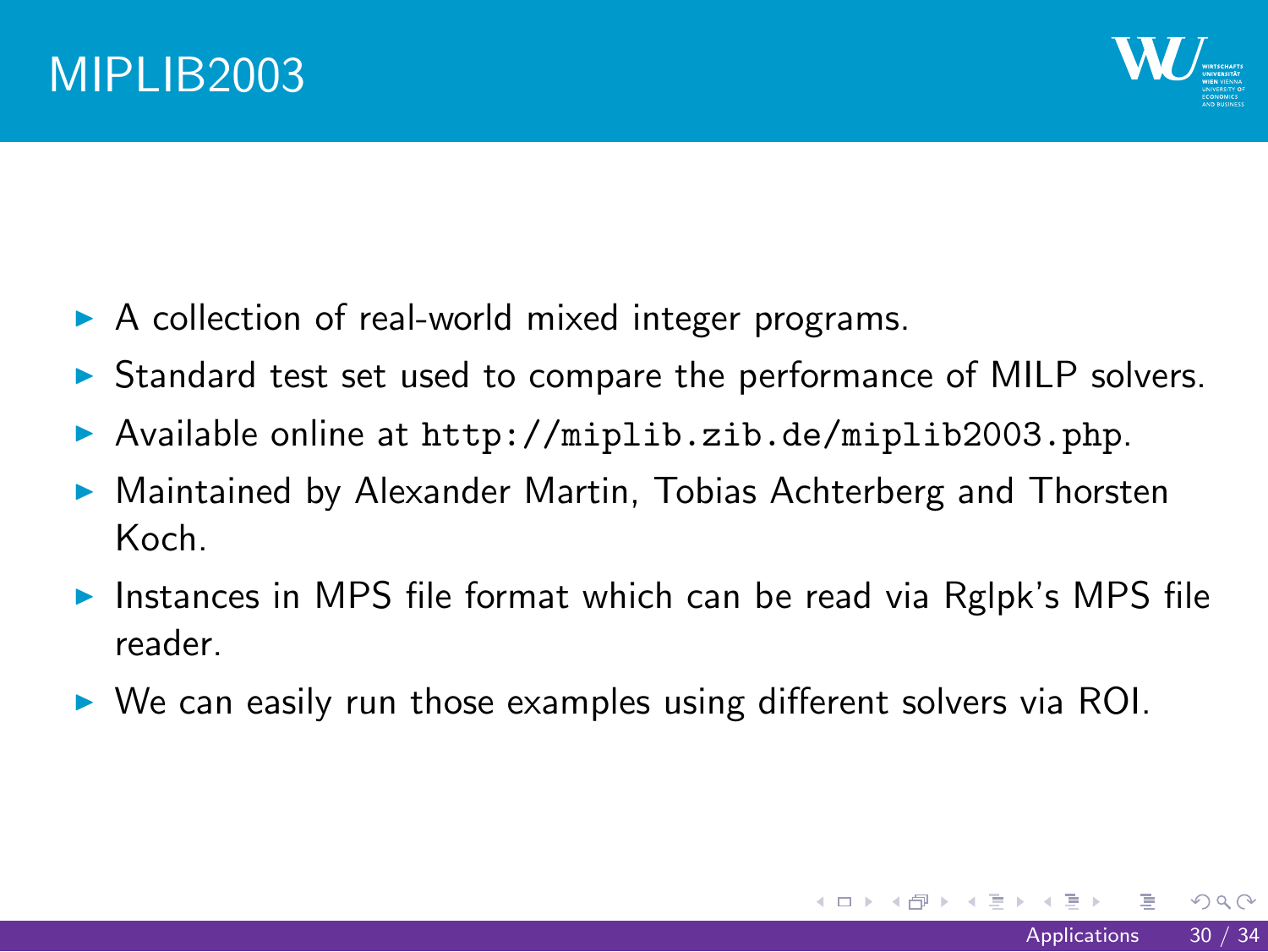# MIPLIB2003

- A collection of real-world mixed integer programs.
- Standard test set used to compare the performance of MILP solvers.
- Available online at `http://miplib.zib.de/miplib2003.php`.
- Maintained by Alexander Martin, Tobias Achterberg and Thorsten Koch.
- Instances in MPS file format which can be read via Rglpk's MPS file reader.
- We can easily run those examples using different solvers via ROI.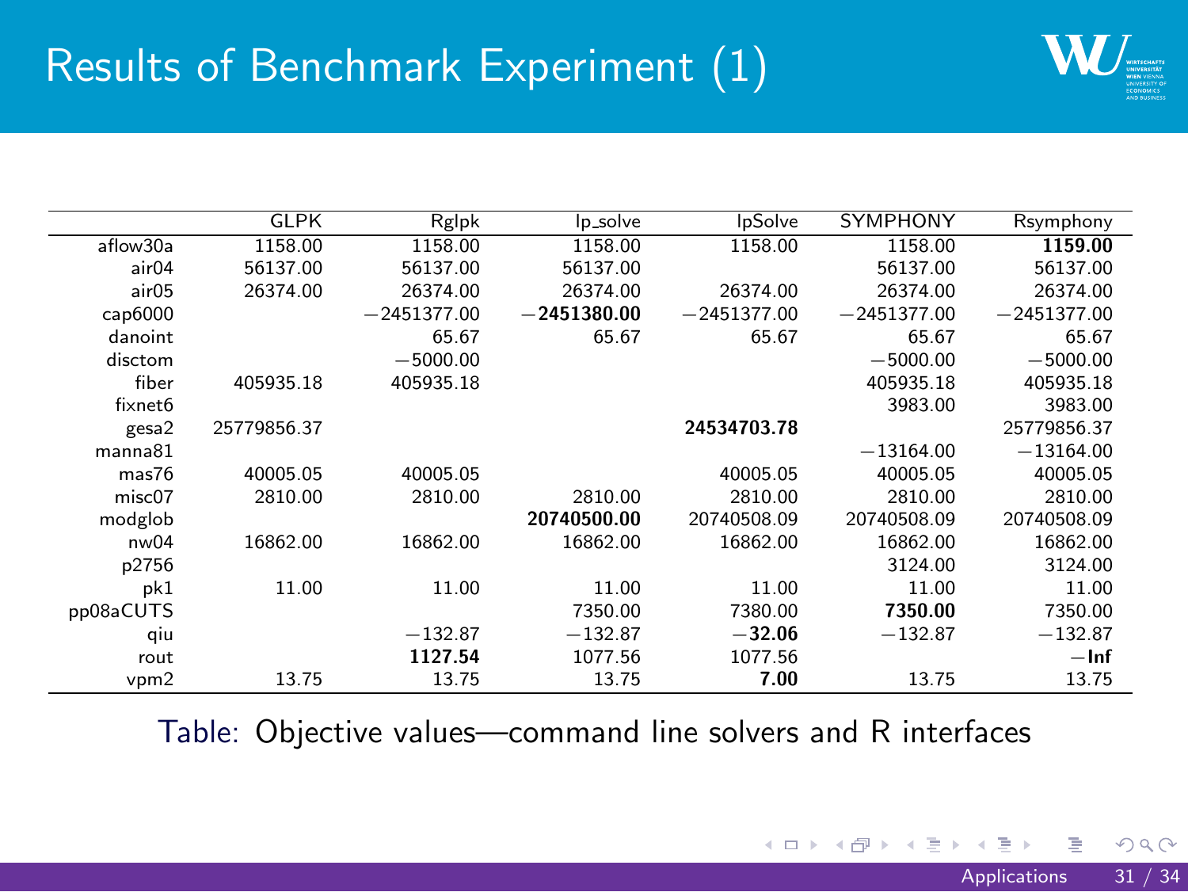# Results of Benchmark Experiment (1)

| | GLPK | Rglpk | lp_solve | lpSolve | SYMPHONY | Rsymphony |
|---|---|---|---|---|---|---|
| aflow30a | 1158.00 | 1158.00 | 1158.00 | 1158.00 | 1158.00 | **1159.00** |
| air04 | 56137.00 | 56137.00 | 56137.00 | | 56137.00 | 56137.00 |
| air05 | 26374.00 | 26374.00 | 26374.00 | 26374.00 | 26374.00 | 26374.00 |
| cap6000 | | −2451377.00 | **−2451380.00** | −2451377.00 | −2451377.00 | −2451377.00 |
| danoint | | 65.67 | 65.67 | 65.67 | 65.67 | 65.67 |
| disctom | | −5000.00 | | | −5000.00 | −5000.00 |
| fiber | 405935.18 | 405935.18 | | | 405935.18 | 405935.18 |
| fixnet6 | | | | | 3983.00 | 3983.00 |
| gesa2 | 25779856.37 | | | **24534703.78** | | 25779856.37 |
| manna81 | | | | | −13164.00 | −13164.00 |
| mas76 | 40005.05 | 40005.05 | | 40005.05 | 40005.05 | 40005.05 |
| misc07 | 2810.00 | 2810.00 | 2810.00 | 2810.00 | 2810.00 | 2810.00 |
| modglob | | | **20740500.00** | 20740508.09 | 20740508.09 | 20740508.09 |
| nw04 | 16862.00 | 16862.00 | 16862.00 | 16862.00 | 16862.00 | 16862.00 |
| p2756 | | | | | 3124.00 | 3124.00 |
| pk1 | 11.00 | 11.00 | 11.00 | 11.00 | 11.00 | 11.00 |
| pp08aCUTS | | | 7350.00 | 7380.00 | **7350.00** | 7350.00 |
| qiu | | −132.87 | −132.87 | **−32.06** | −132.87 | −132.87 |
| rout | | **1127.54** | 1077.56 | 1077.56 | | **−Inf** |
| vpm2 | 13.75 | 13.75 | 13.75 | **7.00** | 13.75 | 13.75 |

Table: Objective values—command line solvers and R interfaces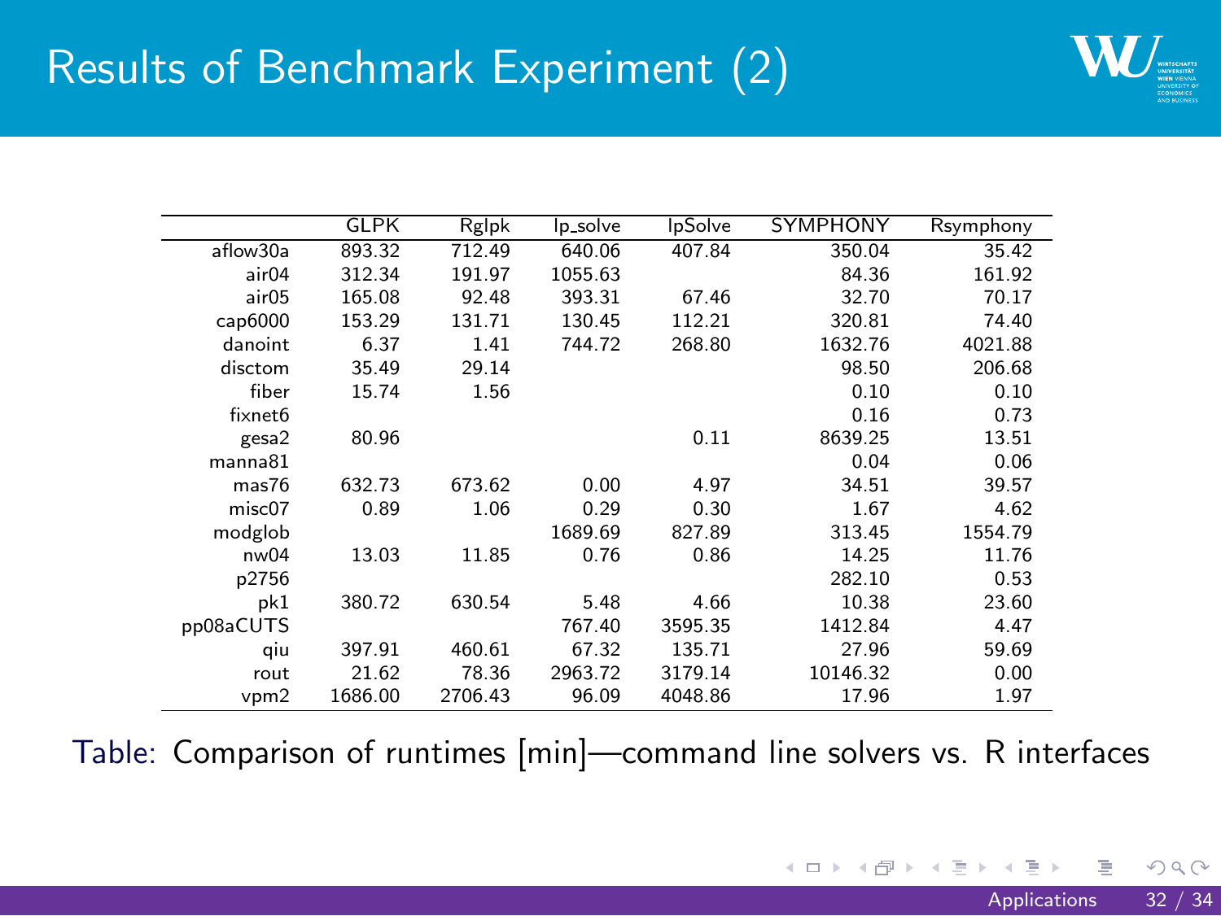# Results of Benchmark Experiment (2)

| | GLPK | Rglpk | lp_solve | lpSolve | SYMPHONY | Rsymphony |
|---|---|---|---|---|---|---|
| aflow30a | 893.32 | 712.49 | 640.06 | 407.84 | 350.04 | 35.42 |
| air04 | 312.34 | 191.97 | 1055.63 | | 84.36 | 161.92 |
| air05 | 165.08 | 92.48 | 393.31 | 67.46 | 32.70 | 70.17 |
| cap6000 | 153.29 | 131.71 | 130.45 | 112.21 | 320.81 | 74.40 |
| danoint | 6.37 | 1.41 | 744.72 | 268.80 | 1632.76 | 4021.88 |
| disctom | 35.49 | 29.14 | | | 98.50 | 206.68 |
| fiber | 15.74 | 1.56 | | | 0.10 | 0.10 |
| fixnet6 | | | | | 0.16 | 0.73 |
| gesa2 | 80.96 | | | 0.11 | 8639.25 | 13.51 |
| manna81 | | | | | 0.04 | 0.06 |
| mas76 | 632.73 | 673.62 | 0.00 | 4.97 | 34.51 | 39.57 |
| misc07 | 0.89 | 1.06 | 0.29 | 0.30 | 1.67 | 4.62 |
| modglob | | | 1689.69 | 827.89 | 313.45 | 1554.79 |
| nw04 | 13.03 | 11.85 | 0.76 | 0.86 | 14.25 | 11.76 |
| p2756 | | | | | 282.10 | 0.53 |
| pk1 | 380.72 | 630.54 | 5.48 | 4.66 | 10.38 | 23.60 |
| pp08aCUTS | | | 767.40 | 3595.35 | 1412.84 | 4.47 |
| qiu | 397.91 | 460.61 | 67.32 | 135.71 | 27.96 | 59.69 |
| rout | 21.62 | 78.36 | 2963.72 | 3179.14 | 10146.32 | 0.00 |
| vpm2 | 1686.00 | 2706.43 | 96.09 | 4048.86 | 17.96 | 1.97 |

Table: Comparison of runtimes [min]—command line solvers vs. R interfaces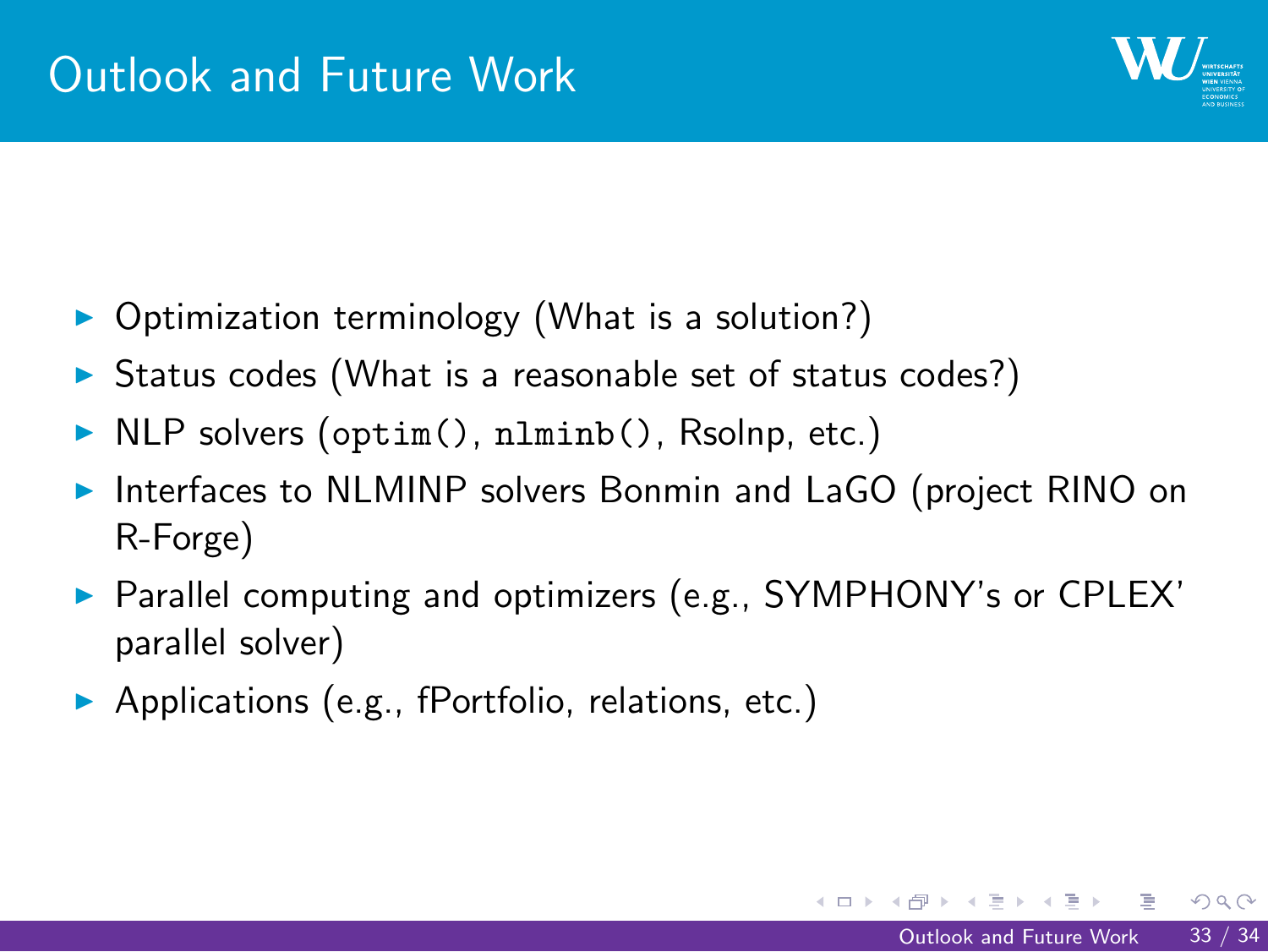# Outlook and Future Work

- Optimization terminology (What is a solution?)
- Status codes (What is a reasonable set of status codes?)
- NLP solvers (`optim()`, `nlminb()`, Rsolnp, etc.)
- Interfaces to NLMINP solvers Bonmin and LaGO (project RINO on R-Forge)
- Parallel computing and optimizers (e.g., SYMPHONY's or CPLEX' parallel solver)
- Applications (e.g., fPortfolio, relations, etc.)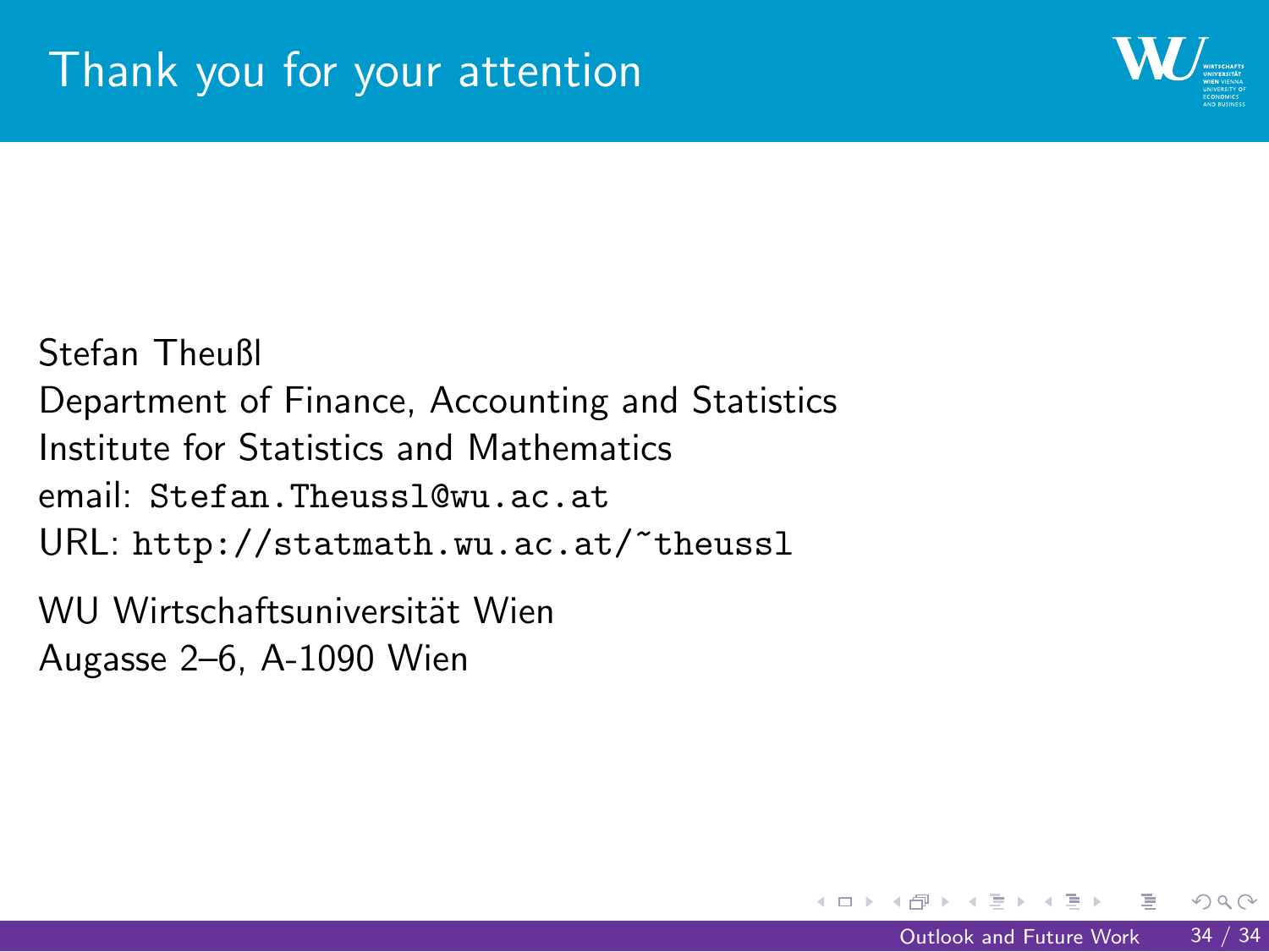# Thank you for your attention

Stefan Theußl  
Department of Finance, Accounting and Statistics  
Institute for Statistics and Mathematics  
email: `Stefan.Theussl@wu.ac.at`  
URL: `http://statmath.wu.ac.at/~theussl`

WU Wirtschaftsuniversität Wien  
Augasse 2–6, A-1090 Wien